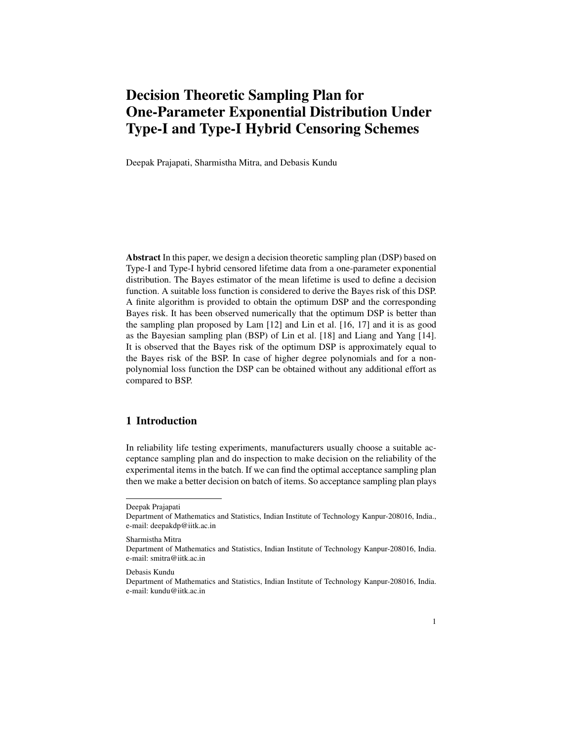# Decision Theoretic Sampling Plan for One-Parameter Exponential Distribution Under Type-I and Type-I Hybrid Censoring Schemes

Deepak Prajapati, Sharmistha Mitra, and Debasis Kundu

**Abstract** In this paper, we design a decision theoretic sampling plan (DSP) based on Type-I and Type-I hybrid censored lifetime data from a one-parameter exponential distribution. The Bayes estimator of the mean lifetime is used to define a decision function. A suitable loss function is considered to derive the Bayes risk of this DSP. A finite algorithm is provided to obtain the optimum DSP and the corresponding Bayes risk. It has been observed numerically that the optimum DSP is better than the sampling plan proposed by Lam [12] and Lin et al. [16, 17] and it is as good as the Bayesian sampling plan (BSP) of Lin et al. [18] and Liang and Yang [14]. It is observed that the Bayes risk of the optimum DSP is approximately equal to the Bayes risk of the BSP. In case of higher degree polynomials and for a non-polynomial loss function the DSP can be obtained without any additional effort as compared to BSP.

## 1 Introduction

In reliability life testing experiments, manufacturers usually choose a suitable acceptance sampling plan and do inspection to make decision on the reliability of the experimental items in the batch. If we can find the optimal acceptance sampling plan then we make a better decision on batch of items. So acceptance sampling plan plays

---

Deepak Prajapati
Department of Mathematics and Statistics, Indian Institute of Technology Kanpur-208016, India., e-mail: deepakdp@iitk.ac.in

Sharmistha Mitra
Department of Mathematics and Statistics, Indian Institute of Technology Kanpur-208016, India. e-mail: smitra@iitk.ac.in

Debasis Kundu
Department of Mathematics and Statistics, Indian Institute of Technology Kanpur-208016, India. e-mail: kundu@iitk.ac.in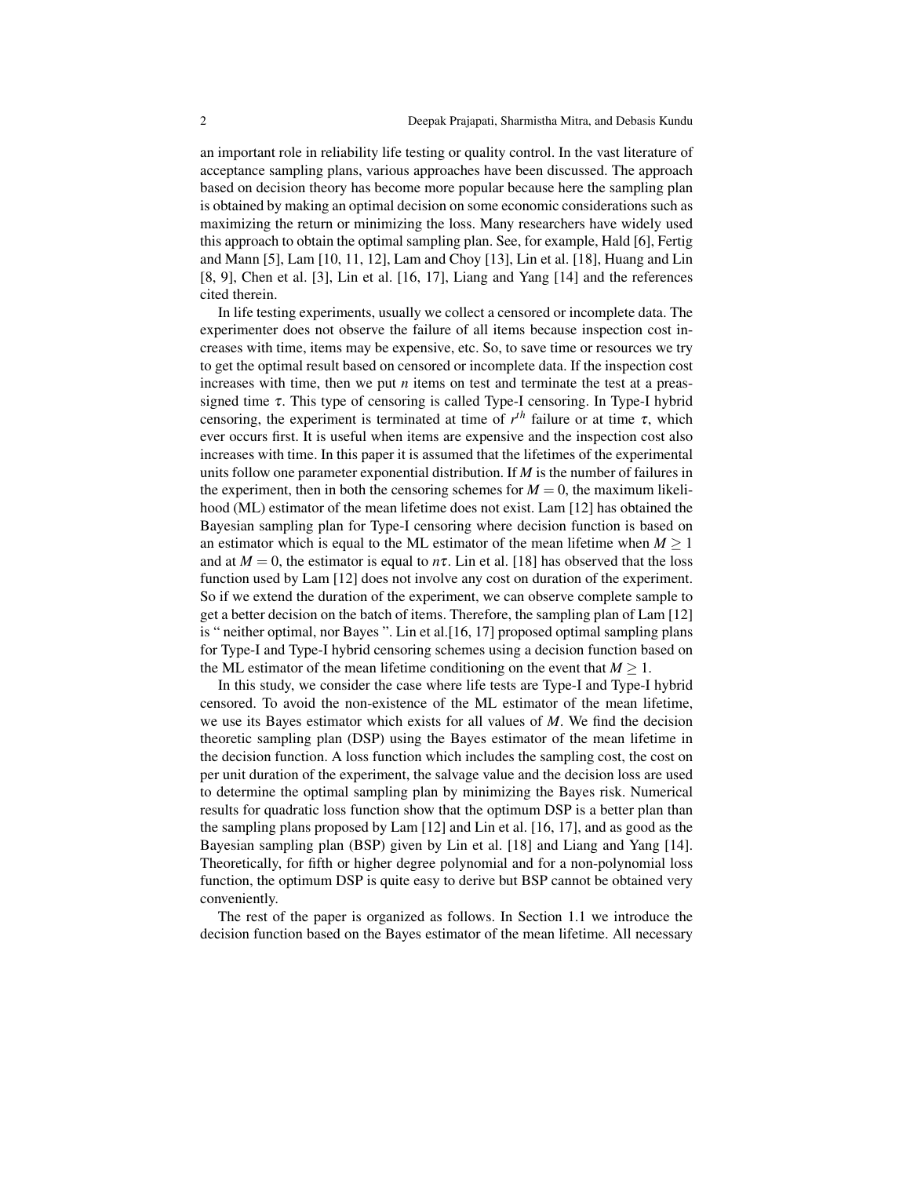an important role in reliability life testing or quality control. In the vast literature of acceptance sampling plans, various approaches have been discussed. The approach based on decision theory has become more popular because here the sampling plan is obtained by making an optimal decision on some economic considerations such as maximizing the return or minimizing the loss. Many researchers have widely used this approach to obtain the optimal sampling plan. See, for example, Hald [6], Fertig and Mann [5], Lam [10, 11, 12], Lam and Choy [13], Lin et al. [18], Huang and Lin [8, 9], Chen et al. [3], Lin et al. [16, 17], Liang and Yang [14] and the references cited therein.

In life testing experiments, usually we collect a censored or incomplete data. The experimenter does not observe the failure of all items because inspection cost increases with time, items may be expensive, etc. So, to save time or resources we try to get the optimal result based on censored or incomplete data. If the inspection cost increases with time, then we put $n$ items on test and terminate the test at a preassigned time $\tau$. This type of censoring is called Type-I censoring. In Type-I hybrid censoring, the experiment is terminated at time of $r^{th}$ failure or at time $\tau$, which ever occurs first. It is useful when items are expensive and the inspection cost also increases with time. In this paper it is assumed that the lifetimes of the experimental units follow one parameter exponential distribution. If $M$ is the number of failures in the experiment, then in both the censoring schemes for $M = 0$, the maximum likelihood (ML) estimator of the mean lifetime does not exist. Lam [12] has obtained the Bayesian sampling plan for Type-I censoring where decision function is based on an estimator which is equal to the ML estimator of the mean lifetime when $M \geq 1$ and at $M = 0$, the estimator is equal to $n\tau$. Lin et al. [18] has observed that the loss function used by Lam [12] does not involve any cost on duration of the experiment. So if we extend the duration of the experiment, we can observe complete sample to get a better decision on the batch of items. Therefore, the sampling plan of Lam [12] is " neither optimal, nor Bayes ". Lin et al.[16, 17] proposed optimal sampling plans for Type-I and Type-I hybrid censoring schemes using a decision function based on the ML estimator of the mean lifetime conditioning on the event that $M \geq 1$.

In this study, we consider the case where life tests are Type-I and Type-I hybrid censored. To avoid the non-existence of the ML estimator of the mean lifetime, we use its Bayes estimator which exists for all values of $M$. We find the decision theoretic sampling plan (DSP) using the Bayes estimator of the mean lifetime in the decision function. A loss function which includes the sampling cost, the cost on per unit duration of the experiment, the salvage value and the decision loss are used to determine the optimal sampling plan by minimizing the Bayes risk. Numerical results for quadratic loss function show that the optimum DSP is a better plan than the sampling plans proposed by Lam [12] and Lin et al. [16, 17], and as good as the Bayesian sampling plan (BSP) given by Lin et al. [18] and Liang and Yang [14]. Theoretically, for fifth or higher degree polynomial and for a non-polynomial loss function, the optimum DSP is quite easy to derive but BSP cannot be obtained very conveniently.

The rest of the paper is organized as follows. In Section 1.1 we introduce the decision function based on the Bayes estimator of the mean lifetime. All necessary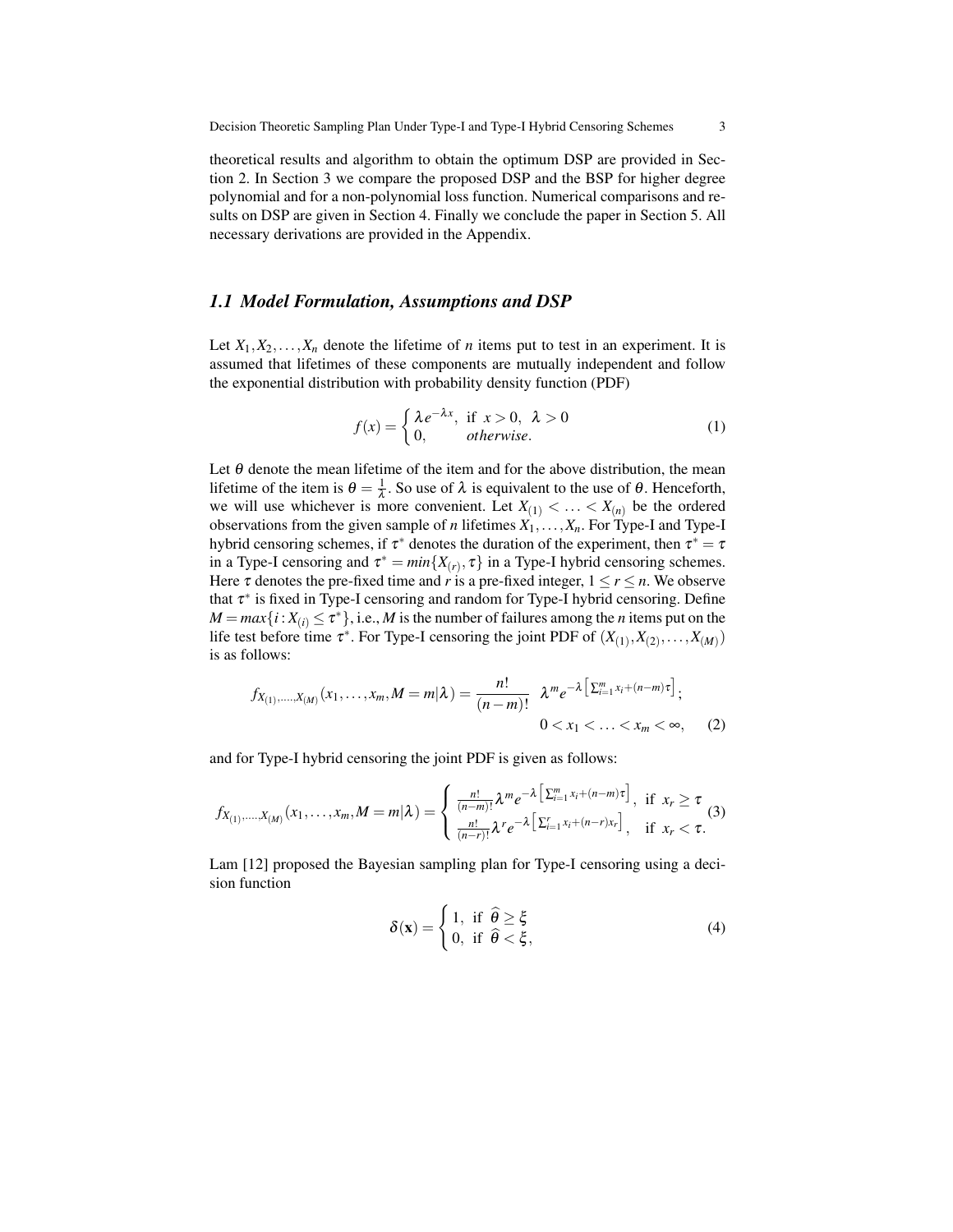theoretical results and algorithm to obtain the optimum DSP are provided in Section 2. In Section 3 we compare the proposed DSP and the BSP for higher degree polynomial and for a non-polynomial loss function. Numerical comparisons and results on DSP are given in Section 4. Finally we conclude the paper in Section 5. All necessary derivations are provided in the Appendix.

### *1.1 Model Formulation, Assumptions and DSP*

Let $X_1, X_2, \ldots, X_n$ denote the lifetime of $n$ items put to test in an experiment. It is assumed that lifetimes of these components are mutually independent and follow the exponential distribution with probability density function (PDF)

$$f(x) = \begin{cases} \lambda e^{-\lambda x}, & \text{if } x > 0, \ \lambda > 0 \\ 0, & otherwise. \end{cases} \tag{1}$$

Let $\theta$ denote the mean lifetime of the item and for the above distribution, the mean lifetime of the item is $\theta = \frac{1}{\lambda}$. So use of $\lambda$ is equivalent to the use of $\theta$. Henceforth, we will use whichever is more convenient. Let $X_{(1)} < \ldots < X_{(n)}$ be the ordered observations from the given sample of $n$ lifetimes $X_1, \ldots, X_n$. For Type-I and Type-I hybrid censoring schemes, if $\tau^*$ denotes the duration of the experiment, then $\tau^* = \tau$ in a Type-I censoring and $\tau^* = min\{X_{(r)}, \tau\}$ in a Type-I hybrid censoring schemes. Here $\tau$ denotes the pre-fixed time and $r$ is a pre-fixed integer, $1 \leq r \leq n$. We observe that $\tau^*$ is fixed in Type-I censoring and random for Type-I hybrid censoring. Define $M = max\{i : X_{(i)} \leq \tau^*\}$, i.e., $M$ is the number of failures among the $n$ items put on the life test before time $\tau^*$. For Type-I censoring the joint PDF of $(X_{(1)}, X_{(2)}, \ldots, X_{(M)})$ is as follows:

$$f_{X_{(1)},\ldots,X_{(M)}}(x_1, \ldots, x_m, M = m|\lambda) = \frac{n!}{(n-m)!} \ \lambda^m e^{-\lambda\left[\sum_{i=1}^m x_i + (n-m)\tau\right]}; \quad 0 < x_1 < \ldots < x_m < \infty, \tag{2}$$

and for Type-I hybrid censoring the joint PDF is given as follows:

$$f_{X_{(1)},\ldots,X_{(M)}}(x_1, \ldots, x_m, M = m|\lambda) = \begin{cases} \frac{n!}{(n-m)!} \lambda^m e^{-\lambda\left[\sum_{i=1}^m x_i + (n-m)\tau\right]}, & \text{if } x_r \geq \tau \\ \frac{n!}{(n-r)!} \lambda^r e^{-\lambda\left[\sum_{i=1}^r x_i + (n-r)x_r\right]}, & \text{if } x_r < \tau. \end{cases} \tag{3}$$

Lam [12] proposed the Bayesian sampling plan for Type-I censoring using a decision function

$$\delta(\mathbf{x}) = \begin{cases} 1, & \text{if } \widehat{\theta} \geq \xi \\ 0, & \text{if } \widehat{\theta} < \xi, \end{cases} \tag{4}$$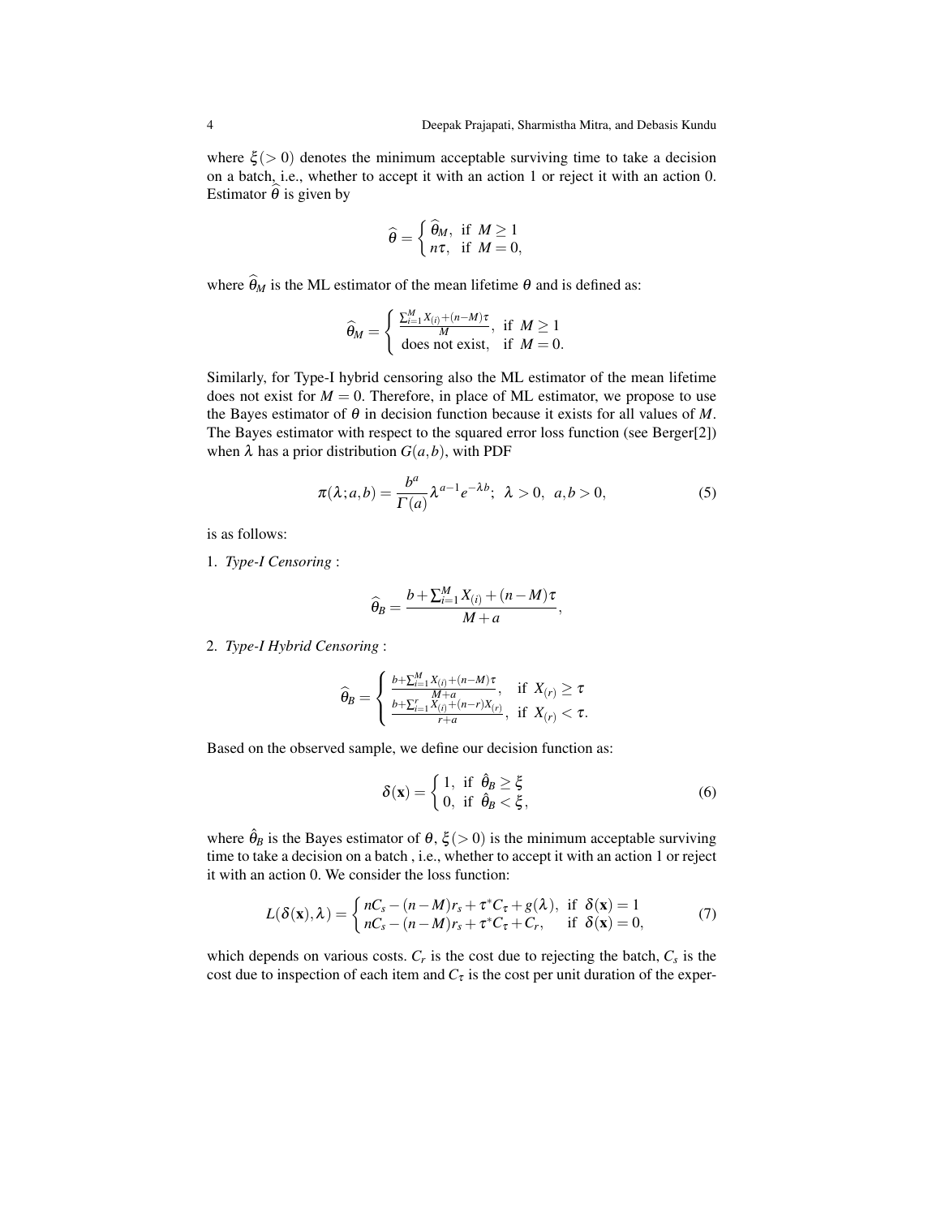where $\xi(>0)$ denotes the minimum acceptable surviving time to take a decision on a batch, i.e., whether to accept it with an action 1 or reject it with an action 0. Estimator $\widehat{\theta}$ is given by

$$\widehat{\theta} = \begin{cases} \widehat{\theta}_M, & \text{if } M \geq 1 \\ n\tau, & \text{if } M = 0, \end{cases}$$

where $\widehat{\theta}_M$ is the ML estimator of the mean lifetime $\theta$ and is defined as:

$$\widehat{\theta}_M = \begin{cases} \frac{\sum_{i=1}^{M} X_{(i)} + (n-M)\tau}{M}, & \text{if } M \geq 1 \\ \text{does not exist}, & \text{if } M = 0. \end{cases}$$

Similarly, for Type-I hybrid censoring also the ML estimator of the mean lifetime does not exist for $M = 0$. Therefore, in place of ML estimator, we propose to use the Bayes estimator of $\theta$ in decision function because it exists for all values of $M$. The Bayes estimator with respect to the squared error loss function (see Berger[2]) when $\lambda$ has a prior distribution $G(a,b)$, with PDF

$$\pi(\lambda; a, b) = \frac{b^a}{\Gamma(a)} \lambda^{a-1} e^{-\lambda b}; \;\; \lambda > 0, \;\; a, b > 0, \tag{5}$$

is as follows:

1. *Type-I Censoring* :

$$\widehat{\theta}_B = \frac{b + \sum_{i=1}^{M} X_{(i)} + (n-M)\tau}{M+a},$$

2. *Type-I Hybrid Censoring* :

$$\widehat{\theta}_B = \begin{cases} \frac{b + \sum_{i=1}^{M} X_{(i)} + (n-M)\tau}{M+a}, & \text{if } X_{(r)} \geq \tau \\ \frac{b + \sum_{i=1}^{r} X_{(i)} + (n-r)X_{(r)}}{r+a}, & \text{if } X_{(r)} < \tau. \end{cases}$$

Based on the observed sample, we define our decision function as:

$$\delta(\mathbf{x}) = \begin{cases} 1, & \text{if } \hat{\theta}_B \geq \xi \\ 0, & \text{if } \hat{\theta}_B < \xi, \end{cases} \tag{6}$$

where $\hat{\theta}_B$ is the Bayes estimator of $\theta$, $\xi(>0)$ is the minimum acceptable surviving time to take a decision on a batch , i.e., whether to accept it with an action 1 or reject it with an action 0. We consider the loss function:

$$L(\delta(\mathbf{x}), \lambda) = \begin{cases} nC_s - (n-M)r_s + \tau^* C_\tau + g(\lambda), & \text{if } \delta(\mathbf{x}) = 1 \\ nC_s - (n-M)r_s + \tau^* C_\tau + C_r, & \text{if } \delta(\mathbf{x}) = 0, \end{cases} \tag{7}$$

which depends on various costs. $C_r$ is the cost due to rejecting the batch, $C_s$ is the cost due to inspection of each item and $C_\tau$ is the cost per unit duration of the exper-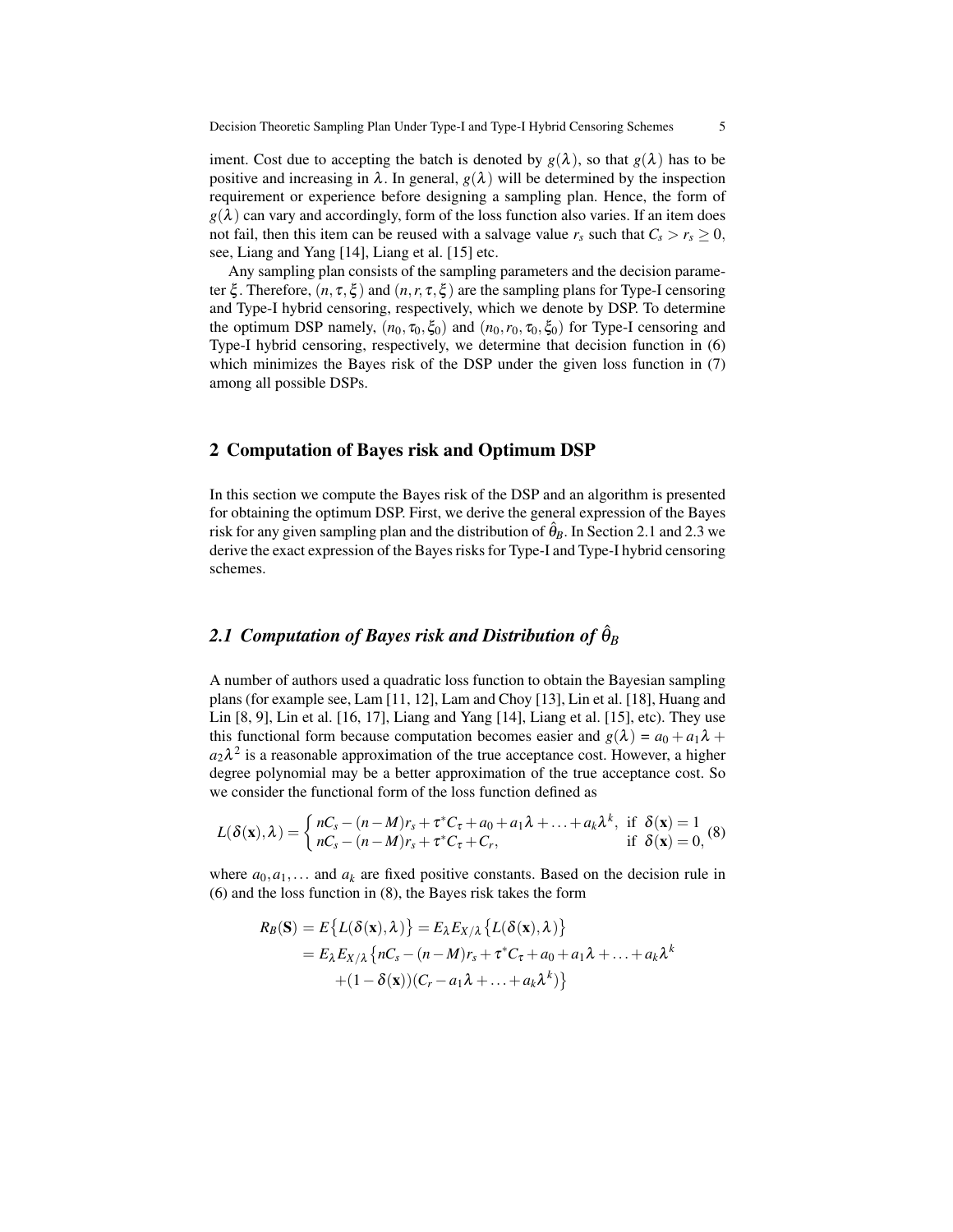iment. Cost due to accepting the batch is denoted by $g(\lambda)$, so that $g(\lambda)$ has to be positive and increasing in $\lambda$. In general, $g(\lambda)$ will be determined by the inspection requirement or experience before designing a sampling plan. Hence, the form of $g(\lambda)$ can vary and accordingly, form of the loss function also varies. If an item does not fail, then this item can be reused with a salvage value $r_s$ such that $C_s > r_s \geq 0$, see, Liang and Yang [14], Liang et al. [15] etc.

Any sampling plan consists of the sampling parameters and the decision parameter $\xi$. Therefore, $(n, \tau, \xi)$ and $(n, r, \tau, \xi)$ are the sampling plans for Type-I censoring and Type-I hybrid censoring, respectively, which we denote by DSP. To determine the optimum DSP namely, $(n_0, \tau_0, \xi_0)$ and $(n_0, r_0, \tau_0, \xi_0)$ for Type-I censoring and Type-I hybrid censoring, respectively, we determine that decision function in (6) which minimizes the Bayes risk of the DSP under the given loss function in (7) among all possible DSPs.

## 2 Computation of Bayes risk and Optimum DSP

In this section we compute the Bayes risk of the DSP and an algorithm is presented for obtaining the optimum DSP. First, we derive the general expression of the Bayes risk for any given sampling plan and the distribution of $\hat{\theta}_B$. In Section 2.1 and 2.3 we derive the exact expression of the Bayes risks for Type-I and Type-I hybrid censoring schemes.

### *2.1 Computation of Bayes risk and Distribution of $\hat{\theta}_B$*

A number of authors used a quadratic loss function to obtain the Bayesian sampling plans (for example see, Lam [11, 12], Lam and Choy [13], Lin et al. [18], Huang and Lin [8, 9], Lin et al. [16, 17], Liang and Yang [14], Liang et al. [15], etc). They use this functional form because computation becomes easier and $g(\lambda) = a_0 + a_1\lambda + a_2\lambda^2$ is a reasonable approximation of the true acceptance cost. However, a higher degree polynomial may be a better approximation of the true acceptance cost. So we consider the functional form of the loss function defined as

$$L(\delta(\mathbf{x}), \lambda) = \begin{cases} nC_s - (n-M)r_s + \tau^* C_\tau + a_0 + a_1\lambda + \ldots + a_k\lambda^k, & \text{if } \delta(\mathbf{x}) = 1 \\ nC_s - (n-M)r_s + \tau^* C_\tau + C_r, & \text{if } \delta(\mathbf{x}) = 0, \end{cases} \tag{8}$$

where $a_0, a_1, \ldots$ and $a_k$ are fixed positive constants. Based on the decision rule in (6) and the loss function in (8), the Bayes risk takes the form

$$\begin{aligned} R_B(\mathbf{S}) &= E\big\{L(\delta(\mathbf{x}), \lambda)\big\} = E_\lambda E_{X/\lambda}\big\{L(\delta(\mathbf{x}), \lambda)\big\} \\ &= E_\lambda E_{X/\lambda}\big\{nC_s - (n-M)r_s + \tau^* C_\tau + a_0 + a_1\lambda + \ldots + a_k\lambda^k \\ &\qquad + (1 - \delta(\mathbf{x}))(C_r - a_1\lambda + \ldots + a_k\lambda^k)\big\} \end{aligned}$$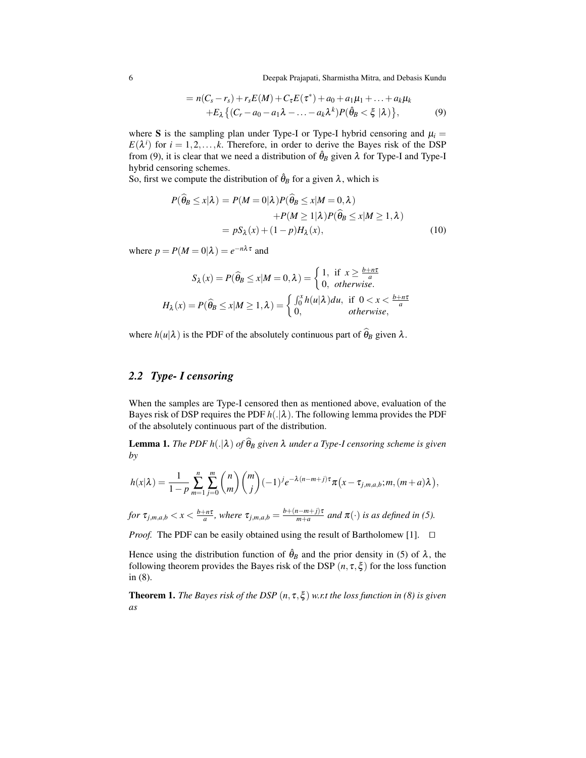$$
\begin{aligned}
&= n(C_s - r_s) + r_s E(M) + C_\tau E(\tau^*) + a_0 + a_1\mu_1 + \ldots + a_k\mu_k \\
&\quad + E_\lambda\left\{(C_r - a_0 - a_1\lambda - \ldots - a_k\lambda^k) P(\hat{\theta}_B < \xi \mid \lambda)\right\}, \qquad (9)
\end{aligned}
$$

where $\mathbf{S}$ is the sampling plan under Type-I or Type-I hybrid censoring and $\mu_i = E(\lambda^i)$ for $i = 1, 2, \ldots, k$. Therefore, in order to derive the Bayes risk of the DSP from (9), it is clear that we need a distribution of $\hat{\theta}_B$ given $\lambda$ for Type-I and Type-I hybrid censoring schemes.
So, first we compute the distribution of $\hat{\theta}_B$ for a given $\lambda$, which is

$$
\begin{aligned}
P(\widehat{\theta}_B \leq x|\lambda) &= P(M = 0|\lambda) P(\widehat{\theta}_B \leq x|M = 0, \lambda) \\
&\quad + P(M \geq 1|\lambda) P(\widehat{\theta}_B \leq x|M \geq 1, \lambda) \\
&= p S_\lambda(x) + (1 - p) H_\lambda(x), \qquad (10)
\end{aligned}
$$

where $p = P(M = 0|\lambda) = e^{-n\lambda\tau}$ and

$$
S_\lambda(x) = P(\widehat{\theta}_B \leq x|M = 0, \lambda) = \begin{cases} 1, & \text{if } x \geq \frac{b+n\tau}{a} \\ 0, & \textit{otherwise}. \end{cases}
$$

$$
H_\lambda(x) = P(\widehat{\theta}_B \leq x|M \geq 1, \lambda) = \begin{cases} \int_0^x h(u|\lambda)du, & \text{if } 0 < x < \frac{b+n\tau}{a} \\ 0, & \textit{otherwise}, \end{cases}
$$

where $h(u|\lambda)$ is the PDF of the absolutely continuous part of $\widehat{\theta}_B$ given $\lambda$.

## 2.2 Type- I censoring

When the samples are Type-I censored then as mentioned above, evaluation of the Bayes risk of DSP requires the PDF $h(.|\lambda)$. The following lemma provides the PDF of the absolutely continuous part of the distribution.

**Lemma 1.** *The PDF $h(.|\lambda)$ of $\widehat{\theta}_B$ given $\lambda$ under a Type-I censoring scheme is given by*

$$
h(x|\lambda) = \frac{1}{1-p} \sum_{m=1}^{n} \sum_{j=0}^{m} \binom{n}{m} \binom{m}{j} (-1)^j e^{-\lambda(n-m+j)\tau} \pi\big(x - \tau_{j,m,a,b}; m, (m+a)\lambda\big),
$$

*for $\tau_{j,m,a,b} < x < \frac{b+n\tau}{a}$, where $\tau_{j,m,a,b} = \frac{b+(n-m+j)\tau}{m+a}$ and $\pi(\cdot)$ is as defined in (5).*

*Proof.* The PDF can be easily obtained using the result of Bartholomew [1]. □

Hence using the distribution function of $\hat{\theta}_B$ and the prior density in (5) of $\lambda$, the following theorem provides the Bayes risk of the DSP $(n, \tau, \xi)$ for the loss function in (8).

**Theorem 1.** *The Bayes risk of the DSP $(n, \tau, \xi)$ w.r.t the loss function in (8) is given as*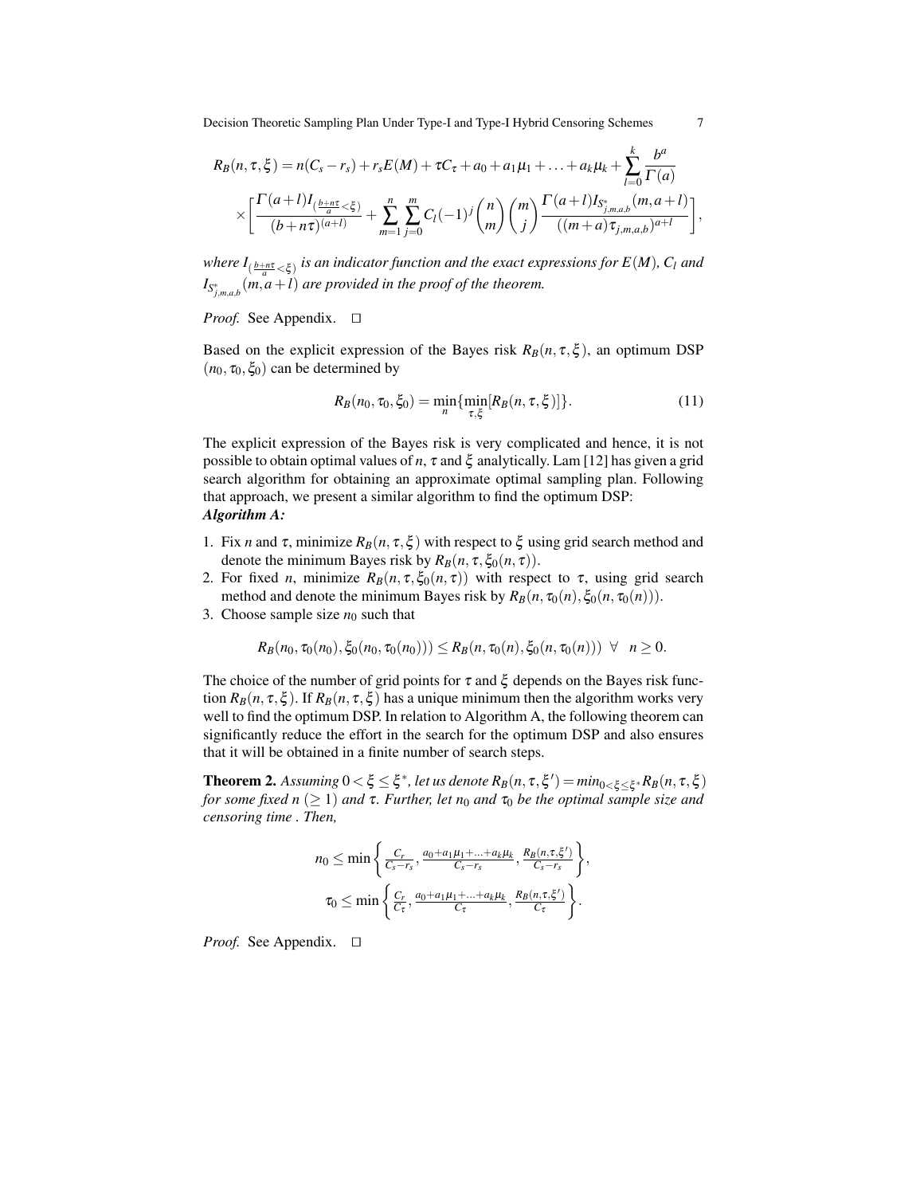$$R_B(n,\tau,\xi) = n(C_s - r_s) + r_s E(M) + \tau C_\tau + a_0 + a_1\mu_1 + \ldots + a_k\mu_k + \sum_{l=0}^{k} \frac{b^a}{\Gamma(a)}$$
$$\times \left[ \frac{\Gamma(a+l) I_{\left(\frac{b+n\tau}{a} < \xi\right)}}{(b+n\tau)^{(a+l)}} + \sum_{m=1}^{n}\sum_{j=0}^{m} C_l (-1)^j \binom{n}{m}\binom{m}{j} \frac{\Gamma(a+l) I_{S^*_{j,m,a,b}}(m,a+l)}{((m+a)\tau_{j,m,a,b})^{a+l}} \right],$$

*where $I_{\left(\frac{b+n\tau}{a} < \xi\right)}$ is an indicator function and the exact expressions for $E(M)$, $C_l$ and $I_{S^*_{j,m,a,b}}(m,a+l)$ are provided in the proof of the theorem.*

*Proof.* See Appendix. □

Based on the explicit expression of the Bayes risk $R_B(n,\tau,\xi)$, an optimum DSP $(n_0,\tau_0,\xi_0)$ can be determined by

$$R_B(n_0,\tau_0,\xi_0) = \min_n \{\min_{\tau,\xi} [R_B(n,\tau,\xi)]\}. \tag{11}$$

The explicit expression of the Bayes risk is very complicated and hence, it is not possible to obtain optimal values of $n$, $\tau$ and $\xi$ analytically. Lam [12] has given a grid search algorithm for obtaining an approximate optimal sampling plan. Following that approach, we present a similar algorithm to find the optimum DSP:

***Algorithm A:***

1. Fix $n$ and $\tau$, minimize $R_B(n,\tau,\xi)$ with respect to $\xi$ using grid search method and denote the minimum Bayes risk by $R_B(n,\tau,\xi_0(n,\tau))$.
2. For fixed $n$, minimize $R_B(n,\tau,\xi_0(n,\tau))$ with respect to $\tau$, using grid search method and denote the minimum Bayes risk by $R_B(n,\tau_0(n),\xi_0(n,\tau_0(n)))$.
3. Choose sample size $n_0$ such that

$$R_B(n_0,\tau_0(n_0),\xi_0(n_0,\tau_0(n_0))) \leq R_B(n,\tau_0(n),\xi_0(n,\tau_0(n))) \;\; \forall \;\; n \geq 0.$$

The choice of the number of grid points for $\tau$ and $\xi$ depends on the Bayes risk function $R_B(n,\tau,\xi)$. If $R_B(n,\tau,\xi)$ has a unique minimum then the algorithm works very well to find the optimum DSP. In relation to Algorithm A, the following theorem can significantly reduce the effort in the search for the optimum DSP and also ensures that it will be obtained in a finite number of search steps.

**Theorem 2.** *Assuming $0 < \xi \leq \xi^*$, let us denote $R_B(n,\tau,\xi') = min_{0<\xi\leq\xi^*} R_B(n,\tau,\xi)$ for some fixed $n$ $(\geq 1)$ and $\tau$. Further, let $n_0$ and $\tau_0$ be the optimal sample size and censoring time . Then,*

$$n_0 \leq \min\left\{ \frac{C_r}{C_s - r_s}, \frac{a_0 + a_1\mu_1 + \ldots + a_k\mu_k}{C_s - r_s}, \frac{R_B(n,\tau,\xi')}{C_s - r_s} \right\},$$
$$\tau_0 \leq \min\left\{ \frac{C_r}{C_\tau}, \frac{a_0 + a_1\mu_1 + \ldots + a_k\mu_k}{C_\tau}, \frac{R_B(n,\tau,\xi')}{C_\tau} \right\}.$$

*Proof.* See Appendix. □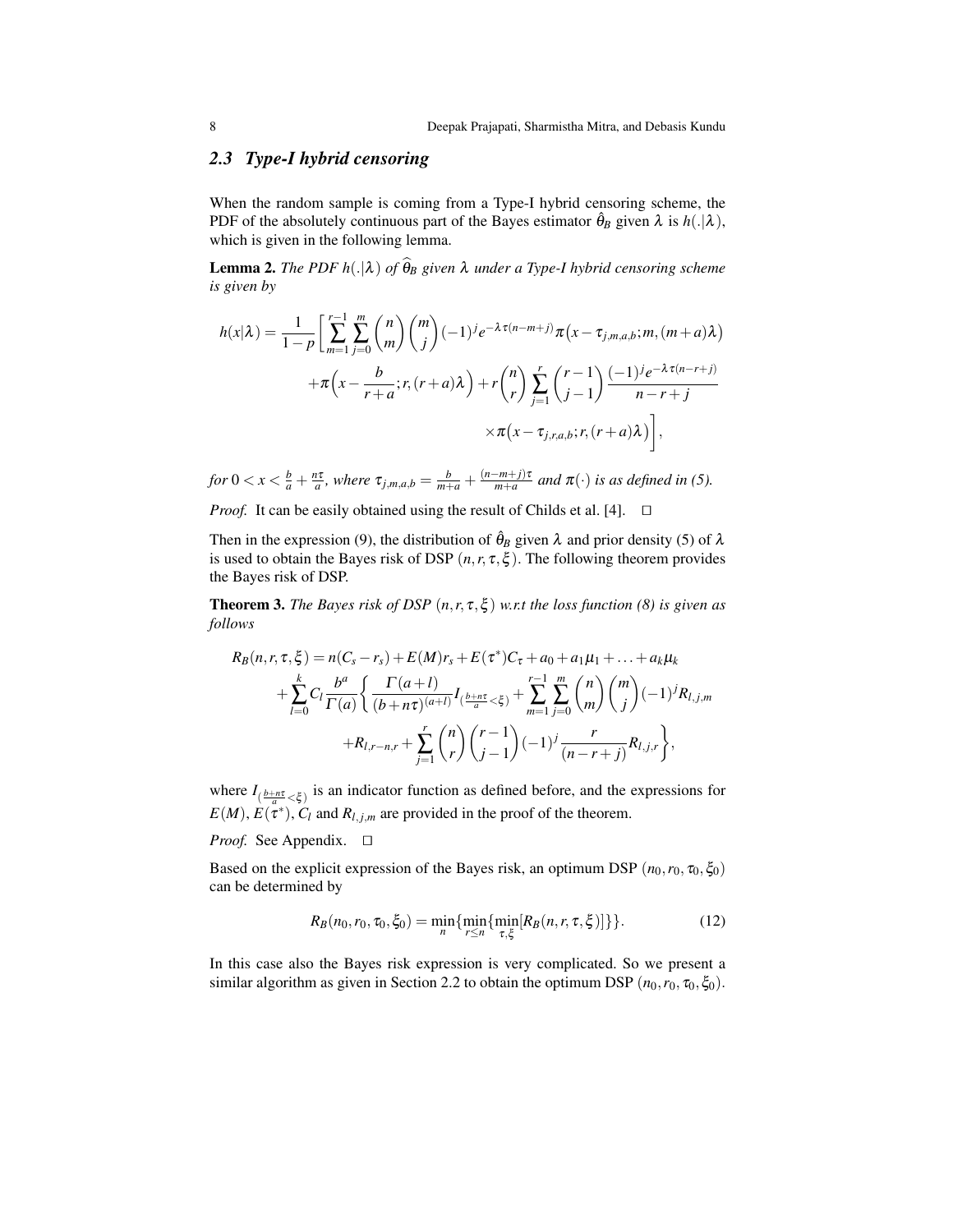## 2.3 Type-I hybrid censoring

When the random sample is coming from a Type-I hybrid censoring scheme, the PDF of the absolutely continuous part of the Bayes estimator $\hat{\theta}_B$ given $\lambda$ is $h(.|\lambda)$, which is given in the following lemma.

**Lemma 2.** *The PDF $h(.|\lambda)$ of $\widehat{\theta}_B$ given $\lambda$ under a Type-I hybrid censoring scheme is given by*

$$
\begin{aligned}
h(x|\lambda) = \frac{1}{1-p}\Bigg[&\sum_{m=1}^{r-1}\sum_{j=0}^{m}\binom{n}{m}\binom{m}{j}(-1)^j e^{-\lambda\tau(n-m+j)}\pi\big(x-\tau_{j,m,a,b};m,(m+a)\lambda\big) \\
&+\pi\Big(x-\frac{b}{r+a};r,(r+a)\lambda\Big)+r\binom{n}{r}\sum_{j=1}^{r}\binom{r-1}{j-1}\frac{(-1)^j e^{-\lambda\tau(n-r+j)}}{n-r+j} \\
&\times\pi\big(x-\tau_{j,r,a,b};r,(r+a)\lambda\big)\Bigg],
\end{aligned}
$$

*for $0<x<\frac{b}{a}+\frac{n\tau}{a}$, where $\tau_{j,m,a,b}=\frac{b}{m+a}+\frac{(n-m+j)\tau}{m+a}$ and $\pi(\cdot)$ is as defined in (5).*

*Proof.* It can be easily obtained using the result of Childs et al. [4]. □

Then in the expression (9), the distribution of $\hat{\theta}_B$ given $\lambda$ and prior density (5) of $\lambda$ is used to obtain the Bayes risk of DSP $(n,r,\tau,\xi)$. The following theorem provides the Bayes risk of DSP.

**Theorem 3.** *The Bayes risk of DSP $(n,r,\tau,\xi)$ w.r.t the loss function (8) is given as follows*

$$
\begin{aligned}
R_B(n,r,\tau,\xi) &= n(C_s-r_s)+E(M)r_s+E(\tau^*)C_\tau+a_0+a_1\mu_1+\ldots+a_k\mu_k \\
&+\sum_{l=0}^{k}C_l\frac{b^a}{\Gamma(a)}\Bigg\{\frac{\Gamma(a+l)}{(b+n\tau)^{(a+l)}}I_{(\frac{b+n\tau}{a}<\xi)}+\sum_{m=1}^{r-1}\sum_{j=0}^{m}\binom{n}{m}\binom{m}{j}(-1)^j R_{l,j,m} \\
&+R_{l,r-n,r}+\sum_{j=1}^{r}\binom{n}{r}\binom{r-1}{j-1}(-1)^j\frac{r}{(n-r+j)}R_{l,j,r}\Bigg\},
\end{aligned}
$$

where $I_{(\frac{b+n\tau}{a}<\xi)}$ is an indicator function as defined before, and the expressions for $E(M)$, $E(\tau^*)$, $C_l$ and $R_{l,j,m}$ are provided in the proof of the theorem.

*Proof.* See Appendix. □

Based on the explicit expression of the Bayes risk, an optimum DSP $(n_0,r_0,\tau_0,\xi_0)$ can be determined by

$$
R_B(n_0,r_0,\tau_0,\xi_0)=\min_n\{\min_{r\le n}\{\min_{\tau,\xi}[R_B(n,r,\tau,\xi)]\}\}. \tag{12}
$$

In this case also the Bayes risk expression is very complicated. So we present a similar algorithm as given in Section 2.2 to obtain the optimum DSP $(n_0,r_0,\tau_0,\xi_0)$.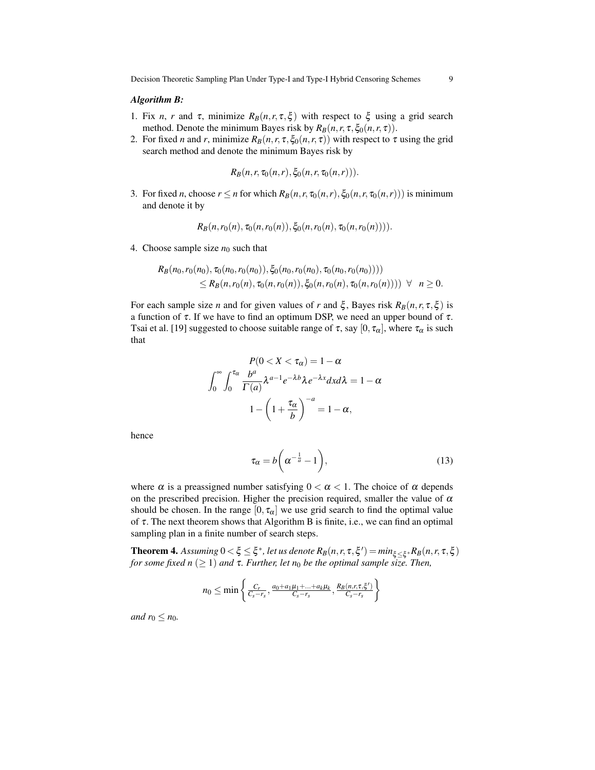***Algorithm B:***

1. Fix $n$, $r$ and $\tau$, minimize $R_B(n,r,\tau,\xi)$ with respect to $\xi$ using a grid search method. Denote the minimum Bayes risk by $R_B(n,r,\tau,\xi_0(n,r,\tau))$.
2. For fixed $n$ and $r$, minimize $R_B(n,r,\tau,\xi_0(n,r,\tau))$ with respect to $\tau$ using the grid search method and denote the minimum Bayes risk by

$$R_B(n,r,\tau_0(n,r),\xi_0(n,r,\tau_0(n,r))).$$

3. For fixed $n$, choose $r \leq n$ for which $R_B(n,r,\tau_0(n,r),\xi_0(n,r,\tau_0(n,r)))$ is minimum and denote it by

$$R_B(n,r_0(n),\tau_0(n,r_0(n)),\xi_0(n,r_0(n),\tau_0(n,r_0(n)))).$$

4. Choose sample size $n_0$ such that

$$\begin{aligned} &R_B(n_0,r_0(n_0),\tau_0(n_0,r_0(n_0)),\xi_0(n_0,r_0(n_0),\tau_0(n_0,r_0(n_0)))) \\ &\quad \leq R_B(n,r_0(n),\tau_0(n,r_0(n)),\xi_0(n,r_0(n),\tau_0(n,r_0(n)))) \;\; \forall \;\; n \geq 0. \end{aligned}$$

For each sample size $n$ and for given values of $r$ and $\xi$, Bayes risk $R_B(n,r,\tau,\xi)$ is a function of $\tau$. If we have to find an optimum DSP, we need an upper bound of $\tau$. Tsai et al. [19] suggested to choose suitable range of $\tau$, say $[0,\tau_\alpha]$, where $\tau_\alpha$ is such that

$$\begin{aligned} P(0 < X < \tau_\alpha) &= 1-\alpha \\ \int_0^\infty \int_0^{\tau_\alpha} \frac{b^a}{\Gamma(a)} \lambda^{a-1} e^{-\lambda b} \lambda e^{-\lambda x} dx d\lambda &= 1-\alpha \\ 1-\left(1+\frac{\tau_\alpha}{b}\right)^{-a} &= 1-\alpha, \end{aligned}$$

hence

$$\tau_\alpha = b\left(\alpha^{-\frac{1}{a}}-1\right), \tag{13}$$

where $\alpha$ is a preassigned number satisfying $0<\alpha<1$. The choice of $\alpha$ depends on the prescribed precision. Higher the precision required, smaller the value of $\alpha$ should be chosen. In the range $[0,\tau_\alpha]$ we use grid search to find the optimal value of $\tau$. The next theorem shows that Algorithm B is finite, i.e., we can find an optimal sampling plan in a finite number of search steps.

**Theorem 4.** *Assuming $0<\xi\leq\xi^*$, let us denote $R_B(n,r,\tau,\xi') = min_{\xi\leq\xi^*} R_B(n,r,\tau,\xi)$ for some fixed $n$ $(\geq 1)$ and $\tau$. Further, let $n_0$ be the optimal sample size. Then,*

$$n_0 \leq \min\left\{\frac{C_r}{C_s-r_s}, \frac{a_0+a_1\mu_1+\ldots+a_k\mu_k}{C_s-r_s}, \frac{R_B(n,r,\tau,\xi')}{C_s-r_s}\right\}$$

*and $r_0 \leq n_0$.*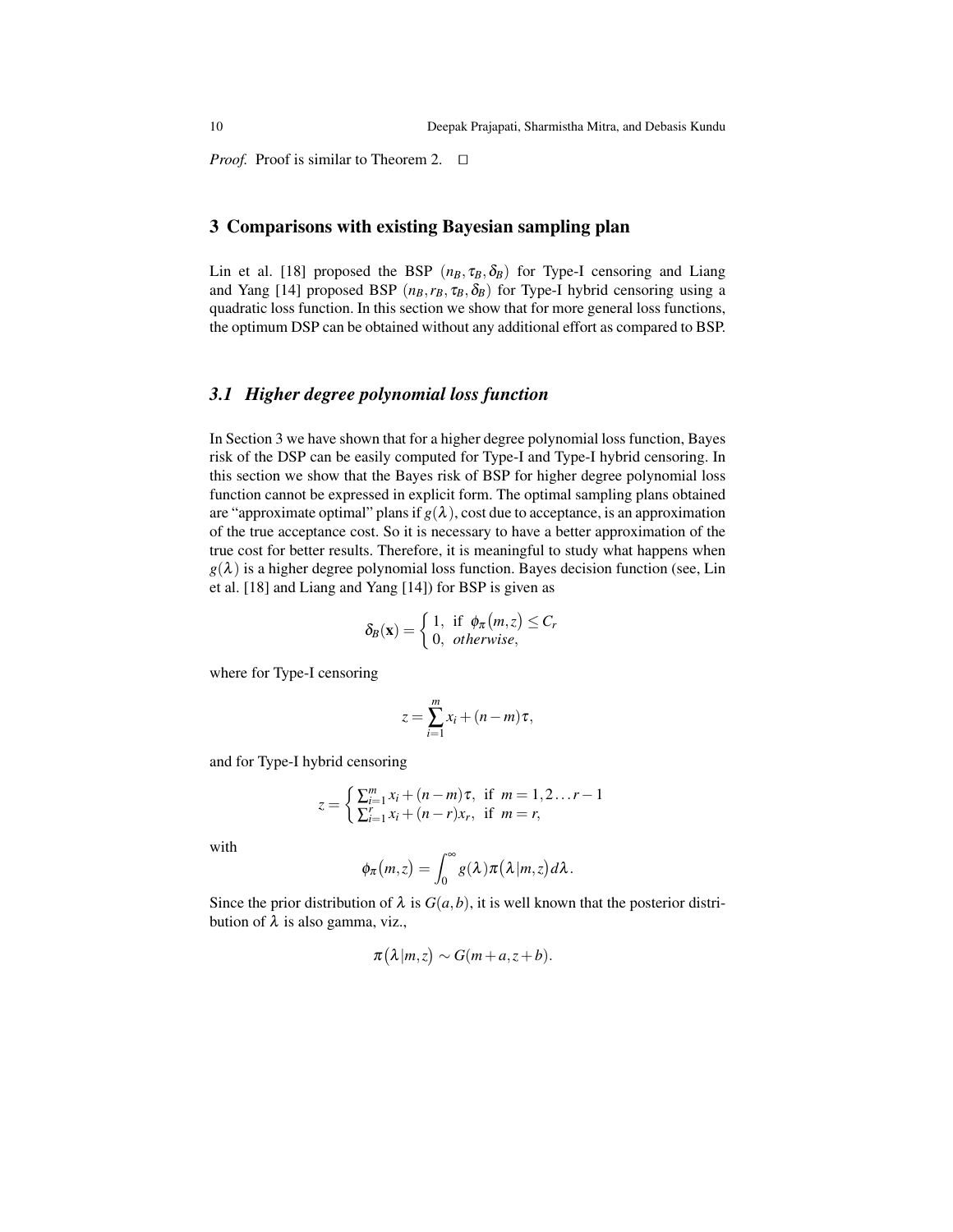*Proof.* Proof is similar to Theorem 2. □

## 3 Comparisons with existing Bayesian sampling plan

Lin et al. [18] proposed the BSP $(n_B, \tau_B, \delta_B)$ for Type-I censoring and Liang and Yang [14] proposed BSP $(n_B, r_B, \tau_B, \delta_B)$ for Type-I hybrid censoring using a quadratic loss function. In this section we show that for more general loss functions, the optimum DSP can be obtained without any additional effort as compared to BSP.

### *3.1 Higher degree polynomial loss function*

In Section 3 we have shown that for a higher degree polynomial loss function, Bayes risk of the DSP can be easily computed for Type-I and Type-I hybrid censoring. In this section we show that the Bayes risk of BSP for higher degree polynomial loss function cannot be expressed in explicit form. The optimal sampling plans obtained are "approximate optimal" plans if $g(\lambda)$, cost due to acceptance, is an approximation of the true acceptance cost. So it is necessary to have a better approximation of the true cost for better results. Therefore, it is meaningful to study what happens when $g(\lambda)$ is a higher degree polynomial loss function. Bayes decision function (see, Lin et al. [18] and Liang and Yang [14]) for BSP is given as

$$\delta_B(\mathbf{x}) = \begin{cases} 1, & \text{if } \phi_\pi(m,z) \le C_r \\ 0, & \textit{otherwise}, \end{cases}$$

where for Type-I censoring

$$z = \sum_{i=1}^{m} x_i + (n-m)\tau,$$

and for Type-I hybrid censoring

$$z = \begin{cases} \sum_{i=1}^{m} x_i + (n-m)\tau, & \text{if } m = 1, 2 \ldots r-1 \\ \sum_{i=1}^{r} x_i + (n-r)x_r, & \text{if } m = r, \end{cases}$$

with

$$\phi_\pi(m,z) = \int_0^\infty g(\lambda)\pi(\lambda|m,z)\,d\lambda.$$

Since the prior distribution of $\lambda$ is $G(a,b)$, it is well known that the posterior distribution of $\lambda$ is also gamma, viz.,

$$\pi(\lambda|m,z) \sim G(m+a, z+b).$$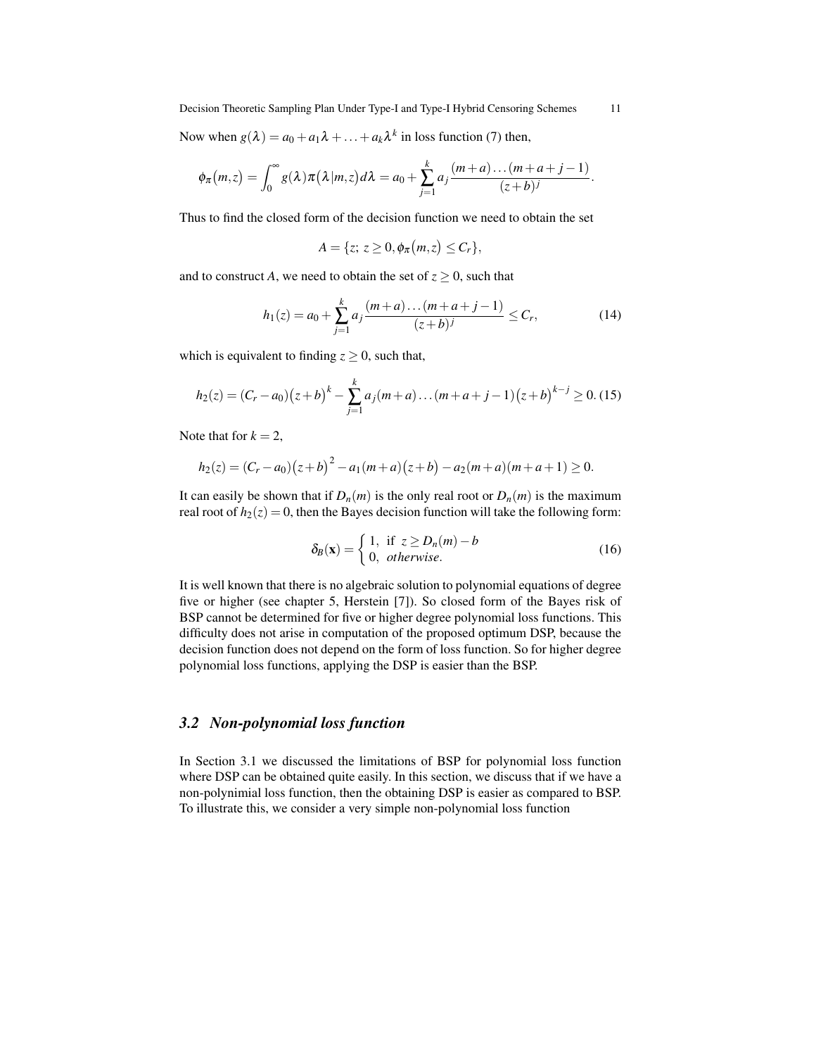Now when $g(\lambda) = a_0 + a_1\lambda + \ldots + a_k\lambda^k$ in loss function (7) then,

$$\phi_\pi(m,z) = \int_0^\infty g(\lambda)\pi(\lambda|m,z)d\lambda = a_0 + \sum_{j=1}^{k} a_j \frac{(m+a)\ldots(m+a+j-1)}{(z+b)^j}.$$

Thus to find the closed form of the decision function we need to obtain the set

$$A = \{z;\ z \geq 0, \phi_\pi(m,z) \leq C_r\},$$

and to construct $A$, we need to obtain the set of $z \geq 0$, such that

$$h_1(z) = a_0 + \sum_{j=1}^{k} a_j \frac{(m+a)\ldots(m+a+j-1)}{(z+b)^j} \leq C_r, \tag{14}$$

which is equivalent to finding $z \geq 0$, such that,

$$h_2(z) = (C_r - a_0)\big(z+b\big)^k - \sum_{j=1}^{k} a_j(m+a)\ldots(m+a+j-1)\big(z+b\big)^{k-j} \geq 0. \tag{15}$$

Note that for $k=2$,

$$h_2(z) = (C_r - a_0)\big(z+b\big)^2 - a_1(m+a)\big(z+b\big) - a_2(m+a)(m+a+1) \geq 0.$$

It can easily be shown that if $D_n(m)$ is the only real root or $D_n(m)$ is the maximum real root of $h_2(z) = 0$, then the Bayes decision function will take the following form:

$$\delta_B(\mathbf{x}) = \begin{cases} 1, & \text{if } z \geq D_n(m) - b \\ 0, & \textit{otherwise}. \end{cases} \tag{16}$$

It is well known that there is no algebraic solution to polynomial equations of degree five or higher (see chapter 5, Herstein [7]). So closed form of the Bayes risk of BSP cannot be determined for five or higher degree polynomial loss functions. This difficulty does not arise in computation of the proposed optimum DSP, because the decision function does not depend on the form of loss function. So for higher degree polynomial loss functions, applying the DSP is easier than the BSP.

### *3.2 Non-polynomial loss function*

In Section 3.1 we discussed the limitations of BSP for polynomial loss function where DSP can be obtained quite easily. In this section, we discuss that if we have a non-polynimial loss function, then the obtaining DSP is easier as compared to BSP. To illustrate this, we consider a very simple non-polynomial loss function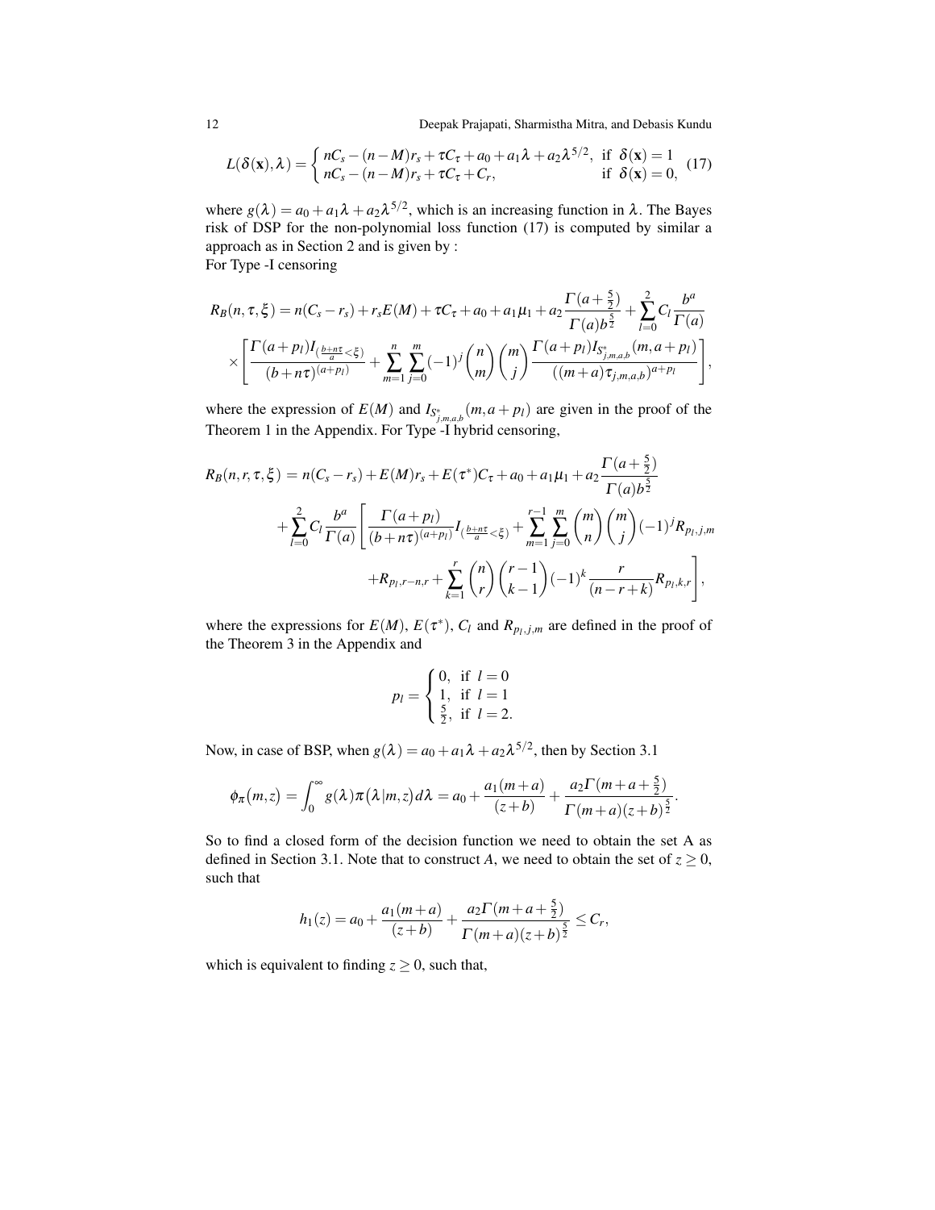$$L(\delta(\mathbf{x}),\lambda)=\begin{cases} nC_s-(n-M)r_s+\tau C_\tau+a_0+a_1\lambda+a_2\lambda^{5/2}, & \text{if } \delta(\mathbf{x})=1\\ nC_s-(n-M)r_s+\tau C_\tau+C_r, & \text{if } \delta(\mathbf{x})=0, \end{cases} \quad (17)$$

where $g(\lambda)=a_0+a_1\lambda+a_2\lambda^{5/2}$, which is an increasing function in $\lambda$. The Bayes risk of DSP for the non-polynomial loss function (17) is computed by similar a approach as in Section 2 and is given by :
For Type -I censoring

$$R_B(n,\tau,\xi)=n(C_s-r_s)+r_sE(M)+\tau C_\tau+a_0+a_1\mu_1+a_2\frac{\Gamma(a+\frac{5}{2})}{\Gamma(a)b^{\frac{5}{2}}}+\sum_{l=0}^{2}C_l\frac{b^a}{\Gamma(a)}$$
$$\times\left[\frac{\Gamma(a+p_l)I_{(\frac{b+n\tau}{a}<\xi)}}{(b+n\tau)^{(a+p_l)}}+\sum_{m=1}^{n}\sum_{j=0}^{m}(-1)^j\binom{n}{m}\binom{m}{j}\frac{\Gamma(a+p_l)I_{S^*_{j,m,a,b}}(m,a+p_l)}{((m+a)\tau_{j,m,a,b})^{a+p_l}}\right],$$

where the expression of $E(M)$ and $I_{S^*_{j,m,a,b}}(m,a+p_l)$ are given in the proof of the Theorem 1 in the Appendix. For Type -I hybrid censoring,

$$R_B(n,r,\tau,\xi)=n(C_s-r_s)+E(M)r_s+E(\tau^*)C_\tau+a_0+a_1\mu_1+a_2\frac{\Gamma(a+\frac{5}{2})}{\Gamma(a)b^{\frac{5}{2}}}$$
$$+\sum_{l=0}^{2}C_l\frac{b^a}{\Gamma(a)}\left[\frac{\Gamma(a+p_l)}{(b+n\tau)^{(a+p_l)}}I_{(\frac{b+n\tau}{a}<\xi)}+\sum_{m=1}^{r-1}\sum_{j=0}^{m}\binom{m}{n}\binom{m}{j}(-1)^jR_{p_l,j,m}\right.$$
$$\left.+R_{p_l,r-n,r}+\sum_{k=1}^{r}\binom{n}{r}\binom{r-1}{k-1}(-1)^k\frac{r}{(n-r+k)}R_{p_l,k,r}\right],$$

where the expressions for $E(M)$, $E(\tau^*)$, $C_l$ and $R_{p_l,j,m}$ are defined in the proof of the Theorem 3 in the Appendix and

$$p_l=\begin{cases} 0, & \text{if } l=0\\ 1, & \text{if } l=1\\ \frac{5}{2}, & \text{if } l=2. \end{cases}$$

Now, in case of BSP, when $g(\lambda)=a_0+a_1\lambda+a_2\lambda^{5/2}$, then by Section 3.1

$$\phi_\pi(m,z)=\int_0^\infty g(\lambda)\pi(\lambda|m,z)d\lambda=a_0+\frac{a_1(m+a)}{(z+b)}+\frac{a_2\Gamma(m+a+\frac{5}{2})}{\Gamma(m+a)(z+b)^{\frac{5}{2}}}.$$

So to find a closed form of the decision function we need to obtain the set A as defined in Section 3.1. Note that to construct $A$, we need to obtain the set of $z\geq 0$, such that

$$h_1(z)=a_0+\frac{a_1(m+a)}{(z+b)}+\frac{a_2\Gamma(m+a+\frac{5}{2})}{\Gamma(m+a)(z+b)^{\frac{5}{2}}}\leq C_r,$$

which is equivalent to finding $z\geq 0$, such that,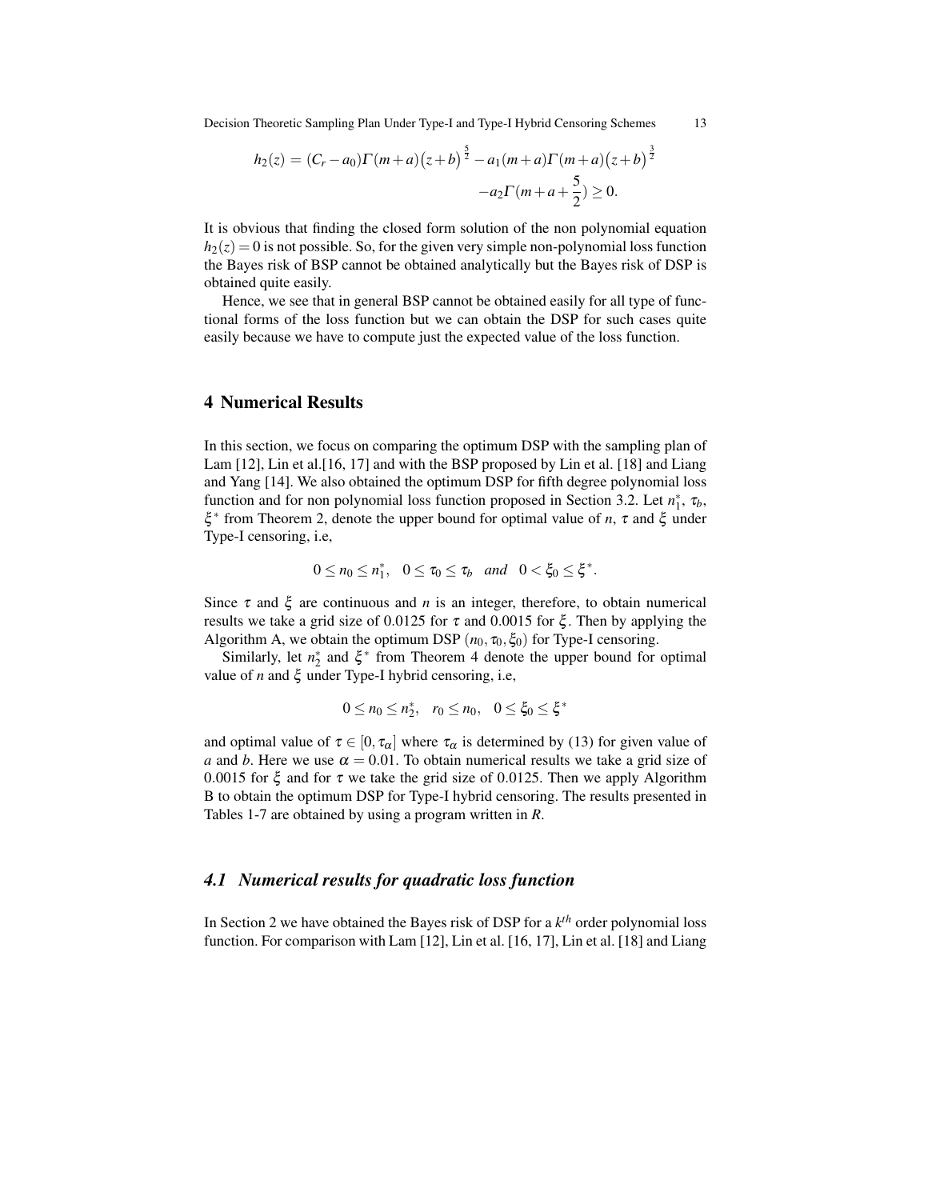$$h_2(z) = (C_r - a_0)\Gamma(m+a)\big(z+b\big)^{\frac{5}{2}} - a_1(m+a)\Gamma(m+a)\big(z+b\big)^{\frac{3}{2}} \\ -a_2\Gamma(m+a+\frac{5}{2}) \geq 0.$$

It is obvious that finding the closed form solution of the non polynomial equation $h_2(z) = 0$ is not possible. So, for the given very simple non-polynomial loss function the Bayes risk of BSP cannot be obtained analytically but the Bayes risk of DSP is obtained quite easily.

Hence, we see that in general BSP cannot be obtained easily for all type of functional forms of the loss function but we can obtain the DSP for such cases quite easily because we have to compute just the expected value of the loss function.

## 4 Numerical Results

In this section, we focus on comparing the optimum DSP with the sampling plan of Lam [12], Lin et al.[16, 17] and with the BSP proposed by Lin et al. [18] and Liang and Yang [14]. We also obtained the optimum DSP for fifth degree polynomial loss function and for non polynomial loss function proposed in Section 3.2. Let $n_1^*$, $\tau_b$, $\xi^*$ from Theorem 2, denote the upper bound for optimal value of $n$, $\tau$ and $\xi$ under Type-I censoring, i.e,

$$0 \leq n_0 \leq n_1^*, \quad 0 \leq \tau_0 \leq \tau_b \quad and \quad 0 < \xi_0 \leq \xi^*.$$

Since $\tau$ and $\xi$ are continuous and $n$ is an integer, therefore, to obtain numerical results we take a grid size of 0.0125 for $\tau$ and 0.0015 for $\xi$. Then by applying the Algorithm A, we obtain the optimum DSP $(n_0, \tau_0, \xi_0)$ for Type-I censoring.

Similarly, let $n_2^*$ and $\xi^*$ from Theorem 4 denote the upper bound for optimal value of $n$ and $\xi$ under Type-I hybrid censoring, i.e,

$$0 \leq n_0 \leq n_2^*, \quad r_0 \leq n_0, \quad 0 \leq \xi_0 \leq \xi^*$$

and optimal value of $\tau \in [0, \tau_\alpha]$ where $\tau_\alpha$ is determined by (13) for given value of $a$ and $b$. Here we use $\alpha = 0.01$. To obtain numerical results we take a grid size of 0.0015 for $\xi$ and for $\tau$ we take the grid size of 0.0125. Then we apply Algorithm B to obtain the optimum DSP for Type-I hybrid censoring. The results presented in Tables 1-7 are obtained by using a program written in *R*.

### *4.1 Numerical results for quadratic loss function*

In Section 2 we have obtained the Bayes risk of DSP for a $k^{th}$ order polynomial loss function. For comparison with Lam [12], Lin et al. [16, 17], Lin et al. [18] and Liang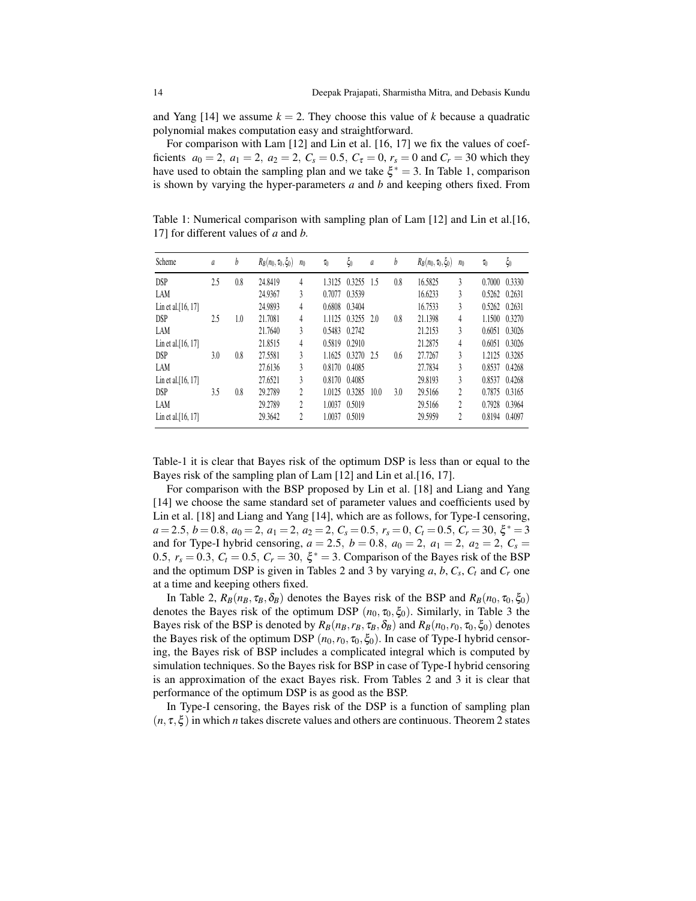and Yang [14] we assume $k = 2$. They choose this value of $k$ because a quadratic polynomial makes computation easy and straightforward.

For comparison with Lam [12] and Lin et al. [16, 17] we fix the values of coefficients $a_0 = 2,\ a_1 = 2,\ a_2 = 2,\ C_s = 0.5,\ C_\tau = 0,\ r_s = 0$ and $C_r = 30$ which they have used to obtain the sampling plan and we take $\xi^* = 3$. In Table 1, comparison is shown by varying the hyper-parameters $a$ and $b$ and keeping others fixed. From Table-1 it is clear that Bayes risk of the optimum DSP is less than or equal to the Bayes risk of the sampling plan of Lam [12] and Lin et al.[16, 17].

Table 1: Numerical comparison with sampling plan of Lam [12] and Lin et al.[16, 17] for different values of $a$ and $b$.

| Scheme | $a$ | $b$ | $R_B(n_0,\tau_0,\xi_0)$ | $n_0$ | $\tau_0$ | $\xi_0$ | $a$ | $b$ | $R_B(n_0,\tau_0,\xi_0)$ | $n_0$ | $\tau_0$ | $\xi_0$ |
|---|---|---|---|---|---|---|---|---|---|---|---|---|
| DSP | 2.5 | 0.8 | 24.8419 | 4 | 1.3125 | 0.3255 | 1.5 | 0.8 | 16.5825 | 3 | 0.7000 | 0.3330 |
| LAM | | | 24.9367 | 3 | 0.7077 | 0.3539 | | | 16.6233 | 3 | 0.5262 | 0.2631 |
| Lin et al.[16, 17] | | | 24.9893 | 4 | 0.6808 | 0.3404 | | | 16.7533 | 3 | 0.5262 | 0.2631 |
| DSP | 2.5 | 1.0 | 21.7081 | 4 | 1.1125 | 0.3255 | 2.0 | 0.8 | 21.1398 | 4 | 1.1500 | 0.3270 |
| LAM | | | 21.7640 | 3 | 0.5483 | 0.2742 | | | 21.2153 | 3 | 0.6051 | 0.3026 |
| Lin et al.[16, 17] | | | 21.8515 | 4 | 0.5819 | 0.2910 | | | 21.2875 | 4 | 0.6051 | 0.3026 |
| DSP | 3.0 | 0.8 | 27.5581 | 3 | 1.1625 | 0.3270 | 2.5 | 0.6 | 27.7267 | 3 | 1.2125 | 0.3285 |
| LAM | | | 27.6136 | 3 | 0.8170 | 0.4085 | | | 27.7834 | 3 | 0.8537 | 0.4268 |
| Lin et al.[16, 17] | | | 27.6521 | 3 | 0.8170 | 0.4085 | | | 29.8193 | 3 | 0.8537 | 0.4268 |
| DSP | 3.5 | 0.8 | 29.2789 | 2 | 1.0125 | 0.3285 | 10.0 | 3.0 | 29.5166 | 2 | 0.7875 | 0.3165 |
| LAM | | | 29.2789 | 2 | 1.0037 | 0.5019 | | | 29.5166 | 2 | 0.7928 | 0.3964 |
| Lin et al.[16, 17] | | | 29.3642 | 2 | 1.0037 | 0.5019 | | | 29.5959 | 2 | 0.8194 | 0.4097 |

For comparison with the BSP proposed by Lin et al. [18] and Liang and Yang [14] we choose the same standard set of parameter values and coefficients used by Lin et al. [18] and Liang and Yang [14], which are as follows, for Type-I censoring, $a = 2.5,\ b = 0.8,\ a_0 = 2,\ a_1 = 2,\ a_2 = 2,\ C_s = 0.5,\ r_s = 0,\ C_t = 0.5,\ C_r = 30,\ \xi^* = 3$ and for Type-I hybrid censoring, $a = 2.5,\ b = 0.8,\ a_0 = 2,\ a_1 = 2,\ a_2 = 2,\ C_s = 0.5,\ r_s = 0.3,\ C_t = 0.5,\ C_r = 30,\ \xi^* = 3$. Comparison of the Bayes risk of the BSP and the optimum DSP is given in Tables 2 and 3 by varying $a$, $b$, $C_s$, $C_t$ and $C_r$ one at a time and keeping others fixed.

In Table 2, $R_B(n_B,\tau_B,\delta_B)$ denotes the Bayes risk of the BSP and $R_B(n_0,\tau_0,\xi_0)$ denotes the Bayes risk of the optimum DSP $(n_0,\tau_0,\xi_0)$. Similarly, in Table 3 the Bayes risk of the BSP is denoted by $R_B(n_B,r_B,\tau_B,\delta_B)$ and $R_B(n_0,r_0,\tau_0,\xi_0)$ denotes the Bayes risk of the optimum DSP $(n_0,r_0,\tau_0,\xi_0)$. In case of Type-I hybrid censoring, the Bayes risk of BSP includes a complicated integral which is computed by simulation techniques. So the Bayes risk for BSP in case of Type-I hybrid censoring is an approximation of the exact Bayes risk. From Tables 2 and 3 it is clear that performance of the optimum DSP is as good as the BSP.

In Type-I censoring, the Bayes risk of the DSP is a function of sampling plan $(n,\tau,\xi)$ in which $n$ takes discrete values and others are continuous. Theorem 2 states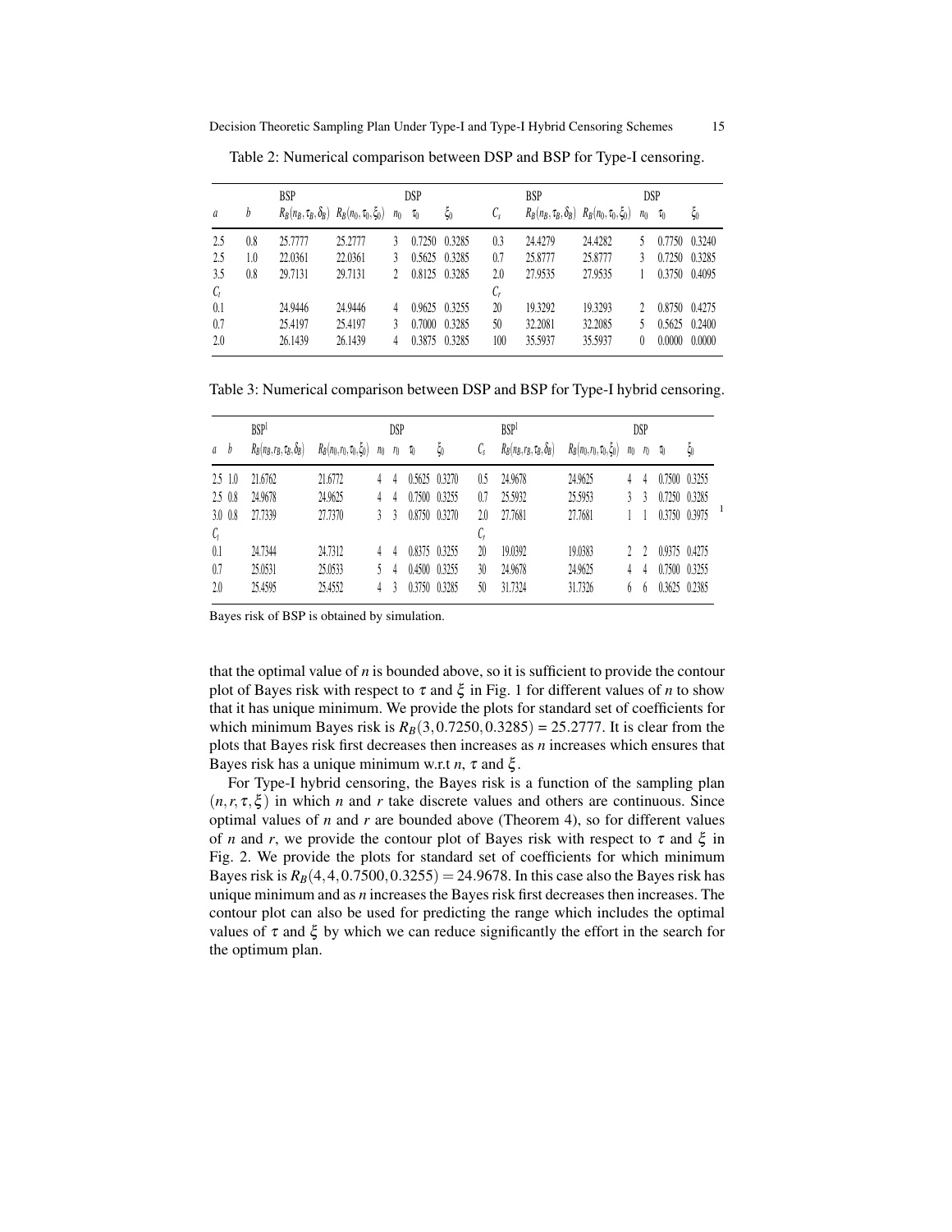Table 2: Numerical comparison between DSP and BSP for Type-I censoring.

| | | BSP | | DSP | | | | BSP | | DSP | | |
|---|---|---|---|---|---|---|---|---|---|---|---|---|
| $a$ | $b$ | $R_B(n_B, \tau_B, \delta_B)$ | $R_B(n_0, \tau_0, \xi_0)$ | $n_0$ | $\tau_0$ | $\xi_0$ | $C_s$ | $R_B(n_B, \tau_B, \delta_B)$ | $R_B(n_0, \tau_0, \xi_0)$ | $n_0$ | $\tau_0$ | $\xi_0$ |
| 2.5 | 0.8 | 25.7777 | 25.2777 | 3 | 0.7250 | 0.3285 | 0.3 | 24.4279 | 24.4282 | 5 | 0.7750 | 0.3240 |
| 2.5 | 1.0 | 22.0361 | 22.0361 | 3 | 0.5625 | 0.3285 | 0.7 | 25.8777 | 25.8777 | 3 | 0.7250 | 0.3285 |
| 3.5 | 0.8 | 29.7131 | 29.7131 | 2 | 0.8125 | 0.3285 | 2.0 | 27.9535 | 27.9535 | 1 | 0.3750 | 0.4095 |
| $C_t$ | | | | | | | $C_r$ | | | | | |
| 0.1 | | 24.9446 | 24.9446 | 4 | 0.9625 | 0.3255 | 20 | 19.3292 | 19.3293 | 2 | 0.8750 | 0.4275 |
| 0.7 | | 25.4197 | 25.4197 | 3 | 0.7000 | 0.3285 | 50 | 32.2081 | 32.2085 | 5 | 0.5625 | 0.2400 |
| 2.0 | | 26.1439 | 26.1439 | 4 | 0.3875 | 0.3285 | 100 | 35.5937 | 35.5937 | 0 | 0.0000 | 0.0000 |

Table 3: Numerical comparison between DSP and BSP for Type-I hybrid censoring.

| | | BSP[1] | DSP | | | | | | BSP[1] | DSP | | | | |
|---|---|---|---|---|---|---|---|---|---|---|---|---|---|---|
| $a$ | $b$ | $R_B(n_B, r_B, \tau_B, \delta_B)$ | $R_B(n_0, r_0, \tau_0, \xi_0)$ | $n_0$ | $r_0$ | $\tau_0$ | $\xi_0$ | $C_s$ | $R_B(n_B, r_B, \tau_B, \delta_B)$ | $R_B(n_0, r_0, \tau_0, \xi_0)$ | $n_0$ | $r_0$ | $\tau_0$ | $\xi_0$ |
| 2.5 | 1.0 | 21.6762 | 21.6772 | 4 | 4 | 0.5625 | 0.3270 | 0.5 | 24.9678 | 24.9625 | 4 | 4 | 0.7500 | 0.3255 |
| 2.5 | 0.8 | 24.9678 | 24.9625 | 4 | 4 | 0.7500 | 0.3255 | 0.7 | 25.5932 | 25.5953 | 3 | 3 | 0.7250 | 0.3285 |
| 3.0 | 0.8 | 27.7339 | 27.7370 | 3 | 3 | 0.8750 | 0.3270 | 2.0 | 27.7681 | 27.7681 | 1 | 1 | 0.3750 | 0.3975 |
| $C_t$ | | | | | | | | $C_r$ | | | | | | |
| 0.1 | | 24.7344 | 24.7312 | 4 | 4 | 0.8375 | 0.3255 | 20 | 19.0392 | 19.0383 | 2 | 2 | 0.9375 | 0.4275 |
| 0.7 | | 25.0531 | 25.0533 | 5 | 4 | 0.4500 | 0.3255 | 30 | 24.9678 | 24.9625 | 4 | 4 | 0.7500 | 0.3255 |
| 2.0 | | 25.4595 | 25.4552 | 4 | 3 | 0.3750 | 0.3285 | 50 | 31.7324 | 31.7326 | 6 | 6 | 0.3625 | 0.2385 |

[1] Bayes risk of BSP is obtained by simulation.

that the optimal value of $n$ is bounded above, so it is sufficient to provide the contour plot of Bayes risk with respect to $\tau$ and $\xi$ in Fig. 1 for different values of $n$ to show that it has unique minimum. We provide the plots for standard set of coefficients for which minimum Bayes risk is $R_B(3, 0.7250, 0.3285) = 25.2777$. It is clear from the plots that Bayes risk first decreases then increases as $n$ increases which ensures that Bayes risk has a unique minimum w.r.t $n$, $\tau$ and $\xi$.

For Type-I hybrid censoring, the Bayes risk is a function of the sampling plan $(n, r, \tau, \xi)$ in which $n$ and $r$ take discrete values and others are continuous. Since optimal values of $n$ and $r$ are bounded above (Theorem 4), so for different values of $n$ and $r$, we provide the contour plot of Bayes risk with respect to $\tau$ and $\xi$ in Fig. 2. We provide the plots for standard set of coefficients for which minimum Bayes risk is $R_B(4, 4, 0.7500, 0.3255) = 24.9678$. In this case also the Bayes risk has unique minimum and as $n$ increases the Bayes risk first decreases then increases. The contour plot can also be used for predicting the range which includes the optimal values of $\tau$ and $\xi$ by which we can reduce significantly the effort in the search for the optimum plan.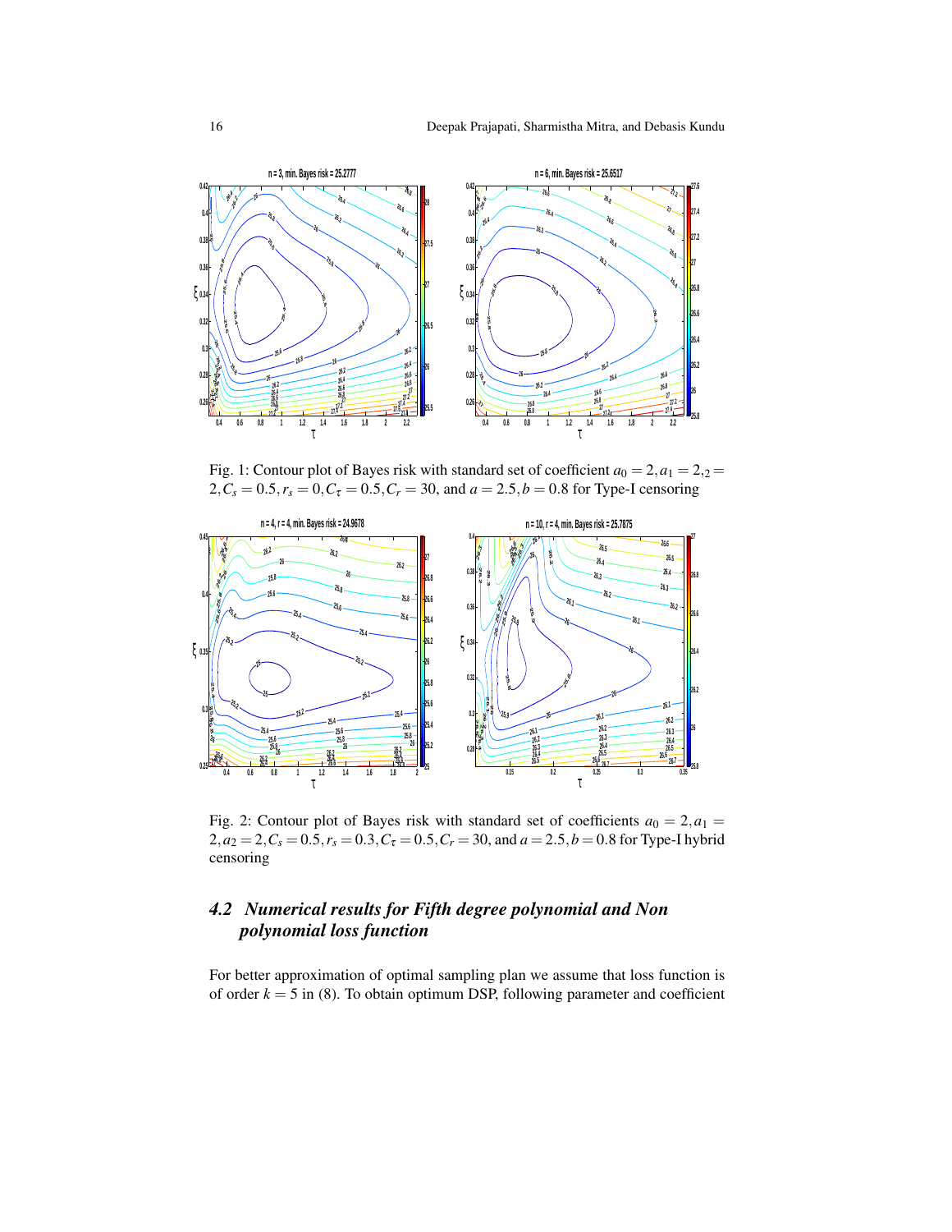Fig. 1: Contour plot of Bayes risk with standard set of coefficient $a_0 = 2, a_1 = 2, _2 = 2, C_s = 0.5, r_s = 0, C_\tau = 0.5, C_r = 30$, and $a = 2.5, b = 0.8$ for Type-I censoring

Fig. 2: Contour plot of Bayes risk with standard set of coefficients $a_0 = 2, a_1 = 2, a_2 = 2, C_s = 0.5, r_s = 0.3, C_\tau = 0.5, C_r = 30$, and $a = 2.5, b = 0.8$ for Type-I hybrid censoring

### 4.2 *Numerical results for Fifth degree polynomial and Non polynomial loss function*

For better approximation of optimal sampling plan we assume that loss function is of order $k = 5$ in (8). To obtain optimum DSP, following parameter and coefficient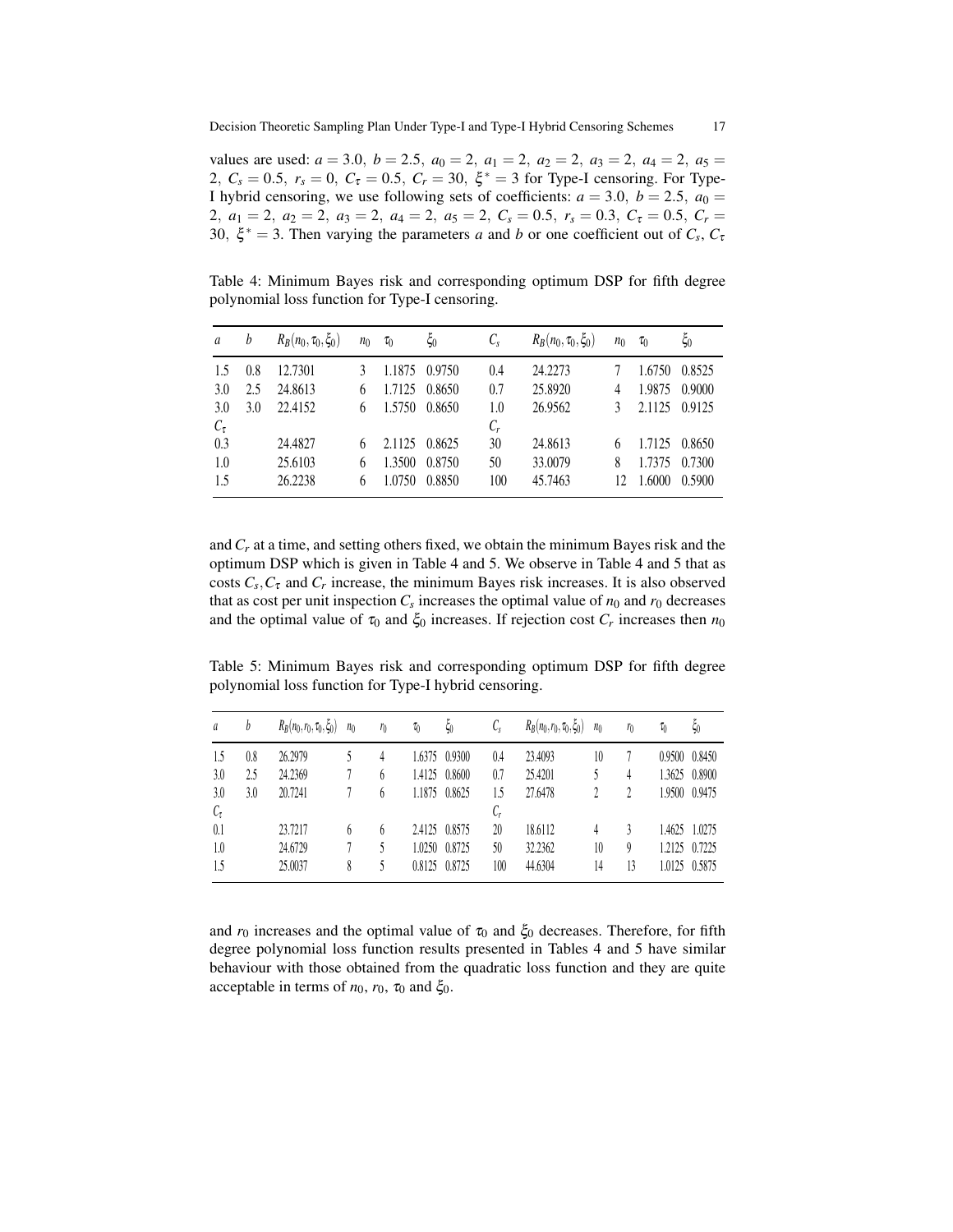values are used: $a = 3.0,\ b = 2.5,\ a_0 = 2,\ a_1 = 2,\ a_2 = 2,\ a_3 = 2,\ a_4 = 2,\ a_5 = 2,\ C_s = 0.5,\ r_s = 0,\ C_\tau = 0.5,\ C_r = 30,\ \xi^* = 3$ for Type-I censoring. For Type-I hybrid censoring, we use following sets of coefficients: $a = 3.0,\ b = 2.5,\ a_0 = 2,\ a_1 = 2,\ a_2 = 2,\ a_3 = 2,\ a_4 = 2,\ a_5 = 2,\ C_s = 0.5,\ r_s = 0.3,\ C_\tau = 0.5,\ C_r = 30,\ \xi^* = 3$. Then varying the parameters $a$ and $b$ or one coefficient out of $C_s$, $C_\tau$

Table 4: Minimum Bayes risk and corresponding optimum DSP for fifth degree polynomial loss function for Type-I censoring.

| $a$ | $b$ | $R_B(n_0,\tau_0,\xi_0)$ | $n_0$ | $\tau_0$ | $\xi_0$ | $C_s$ | $R_B(n_0,\tau_0,\xi_0)$ | $n_0$ | $\tau_0$ | $\xi_0$ |
|---|---|---|---|---|---|---|---|---|---|---|
| 1.5 | 0.8 | 12.7301 | 3 | 1.1875 | 0.9750 | 0.4 | 24.2273 | 7 | 1.6750 | 0.8525 |
| 3.0 | 2.5 | 24.8613 | 6 | 1.7125 | 0.8650 | 0.7 | 25.8920 | 4 | 1.9875 | 0.9000 |
| 3.0 | 3.0 | 22.4152 | 6 | 1.5750 | 0.8650 | 1.0 | 26.9562 | 3 | 2.1125 | 0.9125 |
| $C_\tau$ | | | | | | $C_r$ | | | | |
| 0.3 | | 24.4827 | 6 | 2.1125 | 0.8625 | 30 | 24.8613 | 6 | 1.7125 | 0.8650 |
| 1.0 | | 25.6103 | 6 | 1.3500 | 0.8750 | 50 | 33.0079 | 8 | 1.7375 | 0.7300 |
| 1.5 | | 26.2238 | 6 | 1.0750 | 0.8850 | 100 | 45.7463 | 12 | 1.6000 | 0.5900 |

and $C_r$ at a time, and setting others fixed, we obtain the minimum Bayes risk and the optimum DSP which is given in Table 4 and 5. We observe in Table 4 and 5 that as costs $C_s, C_\tau$ and $C_r$ increase, the minimum Bayes risk increases. It is also observed that as cost per unit inspection $C_s$ increases the optimal value of $n_0$ and $r_0$ decreases and the optimal value of $\tau_0$ and $\xi_0$ increases. If rejection cost $C_r$ increases then $n_0$

Table 5: Minimum Bayes risk and corresponding optimum DSP for fifth degree polynomial loss function for Type-I hybrid censoring.

| $a$ | $b$ | $R_B(n_0,r_0,\tau_0,\xi_0)$ | $n_0$ | $r_0$ | $\tau_0$ | $\xi_0$ | $C_s$ | $R_B(n_0,r_0,\tau_0,\xi_0)$ | $n_0$ | $r_0$ | $\tau_0$ | $\xi_0$ |
|---|---|---|---|---|---|---|---|---|---|---|---|---|
| 1.5 | 0.8 | 26.2979 | 5 | 4 | 1.6375 | 0.9300 | 0.4 | 23.4093 | 10 | 7 | 0.9500 | 0.8450 |
| 3.0 | 2.5 | 24.2369 | 7 | 6 | 1.4125 | 0.8600 | 0.7 | 25.4201 | 5 | 4 | 1.3625 | 0.8900 |
| 3.0 | 3.0 | 20.7241 | 7 | 6 | 1.1875 | 0.8625 | 1.5 | 27.6478 | 2 | 2 | 1.9500 | 0.9475 |
| $C_\tau$ | | | | | | | $C_r$ | | | | | |
| 0.1 | | 23.7217 | 6 | 6 | 2.4125 | 0.8575 | 20 | 18.6112 | 4 | 3 | 1.4625 | 1.0275 |
| 1.0 | | 24.6729 | 7 | 5 | 1.0250 | 0.8725 | 50 | 32.2362 | 10 | 9 | 1.2125 | 0.7225 |
| 1.5 | | 25.0037 | 8 | 5 | 0.8125 | 0.8725 | 100 | 44.6304 | 14 | 13 | 1.0125 | 0.5875 |

and $r_0$ increases and the optimal value of $\tau_0$ and $\xi_0$ decreases. Therefore, for fifth degree polynomial loss function results presented in Tables 4 and 5 have similar behaviour with those obtained from the quadratic loss function and they are quite acceptable in terms of $n_0$, $r_0$, $\tau_0$ and $\xi_0$.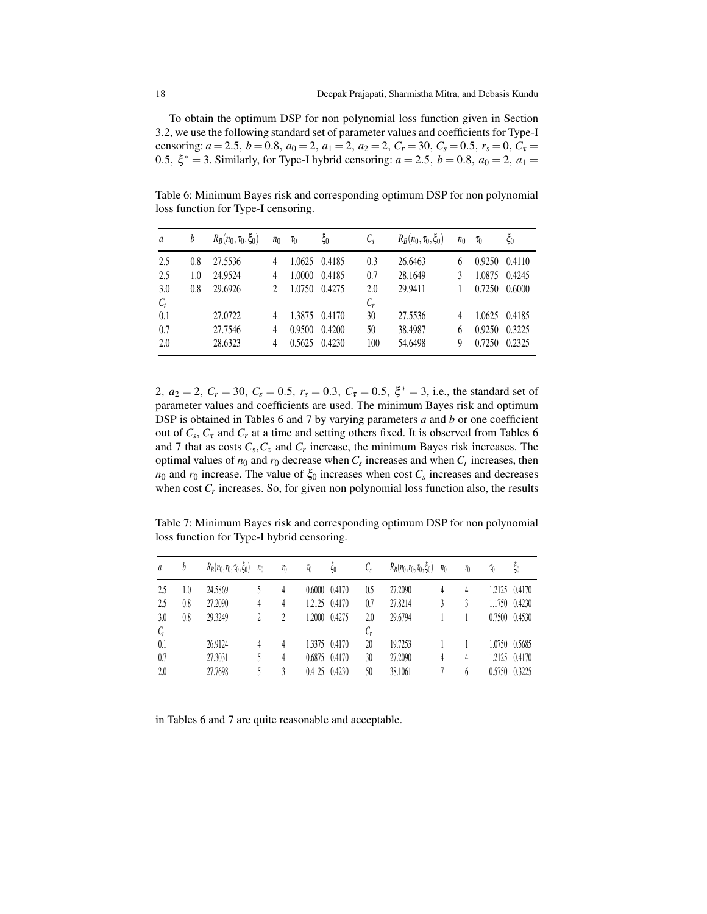To obtain the optimum DSP for non polynomial loss function given in Section 3.2, we use the following standard set of parameter values and coefficients for Type-I censoring: $a = 2.5,\ b = 0.8,\ a_0 = 2,\ a_1 = 2,\ a_2 = 2,\ C_r = 30,\ C_s = 0.5,\ r_s = 0,\ C_\tau = 0.5,\ \xi^* = 3$. Similarly, for Type-I hybrid censoring: $a = 2.5,\ b = 0.8,\ a_0 = 2,\ a_1 = 2,\ a_2 = 2,\ C_r = 30,\ C_s = 0.5,\ r_s = 0.3,\ C_\tau = 0.5,\ \xi^* = 3$, i.e., the standard set of parameter values and coefficients are used. The minimum Bayes risk and optimum DSP is obtained in Tables 6 and 7 by varying parameters $a$ and $b$ or one coefficient out of $C_s$, $C_\tau$ and $C_r$ at a time and setting others fixed. It is observed from Tables 6 and 7 that as costs $C_s, C_\tau$ and $C_r$ increase, the minimum Bayes risk increases. The optimal values of $n_0$ and $r_0$ decrease when $C_s$ increases and when $C_r$ increases, then $n_0$ and $r_0$ increase. The value of $\xi_0$ increases when cost $C_s$ increases and decreases when cost $C_r$ increases. So, for given non polynomial loss function also, the results in Tables 6 and 7 are quite reasonable and acceptable.

Table 6: Minimum Bayes risk and corresponding optimum DSP for non polynomial loss function for Type-I censoring.

| $a$ | $b$ | $R_B(n_0,\tau_0,\xi_0)$ | $n_0$ | $\tau_0$ | $\xi_0$ | $C_s$ | $R_B(n_0,\tau_0,\xi_0)$ | $n_0$ | $\tau_0$ | $\xi_0$ |
|---|---|---|---|---|---|---|---|---|---|---|
| 2.5 | 0.8 | 27.5536 | 4 | 1.0625 | 0.4185 | 0.3 | 26.6463 | 6 | 0.9250 | 0.4110 |
| 2.5 | 1.0 | 24.9524 | 4 | 1.0000 | 0.4185 | 0.7 | 28.1649 | 3 | 1.0875 | 0.4245 |
| 3.0 | 0.8 | 29.6926 | 2 | 1.0750 | 0.4275 | 2.0 | 29.9411 | 1 | 0.7250 | 0.6000 |
| $C_t$ | | | | | | $C_r$ | | | | |
| 0.1 | | 27.0722 | 4 | 1.3875 | 0.4170 | 30 | 27.5536 | 4 | 1.0625 | 0.4185 |
| 0.7 | | 27.7546 | 4 | 0.9500 | 0.4200 | 50 | 38.4987 | 6 | 0.9250 | 0.3225 |
| 2.0 | | 28.6323 | 4 | 0.5625 | 0.4230 | 100 | 54.6498 | 9 | 0.7250 | 0.2325 |

Table 7: Minimum Bayes risk and corresponding optimum DSP for non polynomial loss function for Type-I hybrid censoring.

| $a$ | $b$ | $R_B(n_0,r_0,\tau_0,\xi_0)$ | $n_0$ | $r_0$ | $\tau_0$ | $\xi_0$ | $C_s$ | $R_B(n_0,r_0,\tau_0,\xi_0)$ | $n_0$ | $r_0$ | $\tau_0$ | $\xi_0$ |
|---|---|---|---|---|---|---|---|---|---|---|---|---|
| 2.5 | 1.0 | 24.5869 | 5 | 4 | 0.6000 | 0.4170 | 0.5 | 27.2090 | 4 | 4 | 1.2125 | 0.4170 |
| 2.5 | 0.8 | 27.2090 | 4 | 4 | 1.2125 | 0.4170 | 0.7 | 27.8214 | 3 | 3 | 1.1750 | 0.4230 |
| 3.0 | 0.8 | 29.3249 | 2 | 2 | 1.2000 | 0.4275 | 2.0 | 29.6794 | 1 | 1 | 0.7500 | 0.4530 |
| $C_t$ | | | | | | | $C_r$ | | | | | |
| 0.1 | | 26.9124 | 4 | 4 | 1.3375 | 0.4170 | 20 | 19.7253 | 1 | 1 | 1.0750 | 0.5685 |
| 0.7 | | 27.3031 | 5 | 4 | 0.6875 | 0.4170 | 30 | 27.2090 | 4 | 4 | 1.2125 | 0.4170 |
| 2.0 | | 27.7698 | 5 | 3 | 0.4125 | 0.4230 | 50 | 38.1061 | 7 | 6 | 0.5750 | 0.3225 |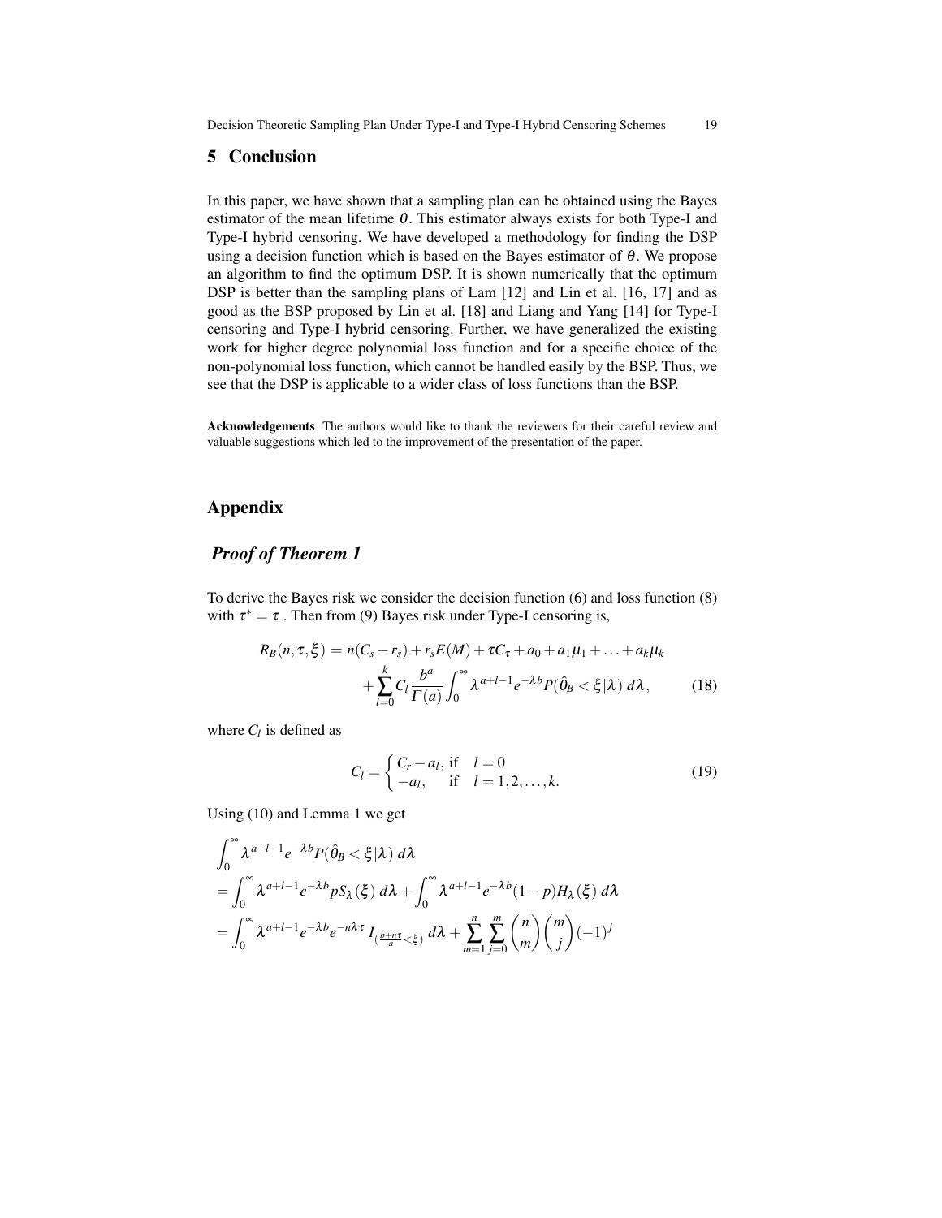## 5 Conclusion

In this paper, we have shown that a sampling plan can be obtained using the Bayes estimator of the mean lifetime $\theta$. This estimator always exists for both Type-I and Type-I hybrid censoring. We have developed a methodology for finding the DSP using a decision function which is based on the Bayes estimator of $\theta$. We propose an algorithm to find the optimum DSP. It is shown numerically that the optimum DSP is better than the sampling plans of Lam [12] and Lin et al. [16, 17] and as good as the BSP proposed by Lin et al. [18] and Liang and Yang [14] for Type-I censoring and Type-I hybrid censoring. Further, we have generalized the existing work for higher degree polynomial loss function and for a specific choice of the non-polynomial loss function, which cannot be handled easily by the BSP. Thus, we see that the DSP is applicable to a wider class of loss functions than the BSP.

**Acknowledgements** The authors would like to thank the reviewers for their careful review and valuable suggestions which led to the improvement of the presentation of the paper.

## Appendix

### *Proof of Theorem 1*

To derive the Bayes risk we consider the decision function (6) and loss function (8) with $\tau^* = \tau$ . Then from (9) Bayes risk under Type-I censoring is,

$$
\begin{aligned}
R_B(n,\tau,\xi) = n(C_s - r_s) + r_s E(M) + \tau C_\tau + a_0 + a_1\mu_1 + \ldots + a_k\mu_k \\
+ \sum_{l=0}^{k} C_l \frac{b^a}{\Gamma(a)} \int_0^\infty \lambda^{a+l-1} e^{-\lambda b} P(\hat{\theta}_B < \xi | \lambda)\, d\lambda, \qquad (18)
\end{aligned}
$$

where $C_l$ is defined as

$$
C_l = \begin{cases} C_r - a_l, & \text{if} \quad l = 0 \\ -a_l, & \text{if} \quad l = 1,2,\ldots,k. \end{cases} \qquad (19)
$$

Using (10) and Lemma 1 we get

$$
\begin{aligned}
&\int_0^\infty \lambda^{a+l-1} e^{-\lambda b} P(\hat{\theta}_B < \xi | \lambda)\, d\lambda \\
&= \int_0^\infty \lambda^{a+l-1} e^{-\lambda b} p S_\lambda(\xi)\, d\lambda + \int_0^\infty \lambda^{a+l-1} e^{-\lambda b} (1-p) H_\lambda(\xi)\, d\lambda \\
&= \int_0^\infty \lambda^{a+l-1} e^{-\lambda b} e^{-n\lambda\tau}\, I_{\left(\frac{b+n\tau}{a} < \xi\right)}\, d\lambda + \sum_{m=1}^{n} \sum_{j=0}^{m} \binom{n}{m} \binom{m}{j} (-1)^j
\end{aligned}
$$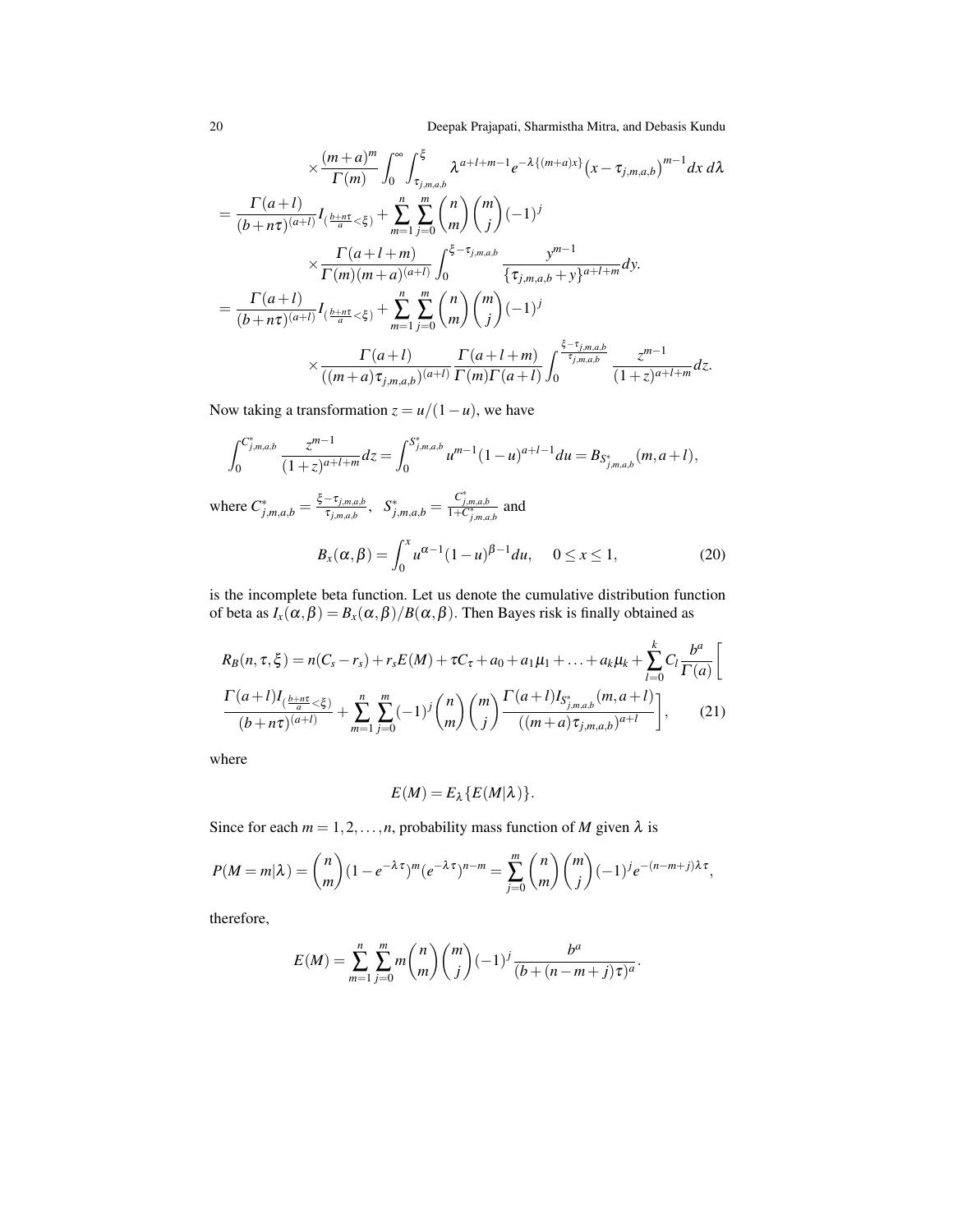$$
\times \frac{(m+a)^m}{\Gamma(m)} \int_0^\infty \int_{\tau_{j,m,a,b}}^{\xi} \lambda^{a+l+m-1} e^{-\lambda\{(m+a)x\}} \big(x - \tau_{j,m,a,b}\big)^{m-1} dx\, d\lambda
$$

$$
= \frac{\Gamma(a+l)}{(b+n\tau)^{(a+l)}} I_{(\frac{b+n\tau}{a} < \xi)} + \sum_{m=1}^{n} \sum_{j=0}^{m} \binom{n}{m} \binom{m}{j} (-1)^j
$$

$$
\times \frac{\Gamma(a+l+m)}{\Gamma(m)(m+a)^{(a+l)}} \int_0^{\xi - \tau_{j,m,a,b}} \frac{y^{m-1}}{\{\tau_{j,m,a,b} + y\}^{a+l+m}} dy.
$$

$$
= \frac{\Gamma(a+l)}{(b+n\tau)^{(a+l)}} I_{(\frac{b+n\tau}{a} < \xi)} + \sum_{m=1}^{n} \sum_{j=0}^{m} \binom{n}{m} \binom{m}{j} (-1)^j
$$

$$
\times \frac{\Gamma(a+l)}{((m+a)\tau_{j,m,a,b})^{(a+l)}} \frac{\Gamma(a+l+m)}{\Gamma(m)\Gamma(a+l)} \int_0^{\frac{\xi - \tau_{j,m,a,b}}{\tau_{j,m,a,b}}} \frac{z^{m-1}}{(1+z)^{a+l+m}} dz.
$$

Now taking a transformation $z = u/(1-u)$, we have

$$
\int_0^{C^*_{j,m,a,b}} \frac{z^{m-1}}{(1+z)^{a+l+m}} dz = \int_0^{S^*_{j,m,a,b}} u^{m-1}(1-u)^{a+l-1} du = B_{S^*_{j,m,a,b}}(m, a+l),
$$

where $C^*_{j,m,a,b} = \frac{\xi - \tau_{j,m,a,b}}{\tau_{j,m,a,b}}$, $S^*_{j,m,a,b} = \frac{C^*_{j,m,a,b}}{1+C^*_{j,m,a,b}}$ and

$$
B_x(\alpha, \beta) = \int_0^x u^{\alpha-1}(1-u)^{\beta-1} du, \quad 0 \le x \le 1, \tag{20}
$$

is the incomplete beta function. Let us denote the cumulative distribution function of beta as $I_x(\alpha,\beta) = B_x(\alpha,\beta)/B(\alpha,\beta)$. Then Bayes risk is finally obtained as

$$
R_B(n,\tau,\xi) = n(C_s - r_s) + r_s E(M) + \tau C_\tau + a_0 + a_1\mu_1 + \ldots + a_k\mu_k + \sum_{l=0}^{k} C_l \frac{b^a}{\Gamma(a)} \Bigg[
$$

$$
\frac{\Gamma(a+l) I_{(\frac{b+n\tau}{a} < \xi)}}{(b+n\tau)^{(a+l)}} + \sum_{m=1}^{n} \sum_{j=0}^{m} (-1)^j \binom{n}{m} \binom{m}{j} \frac{\Gamma(a+l) I_{S^*_{j,m,a,b}}(m, a+l)}{((m+a)\tau_{j,m,a,b})^{a+l}} \Bigg], \tag{21}
$$

where

$$
E(M) = E_\lambda\{E(M|\lambda)\}.
$$

Since for each $m = 1, 2, \ldots, n$, probability mass function of $M$ given $\lambda$ is

$$
P(M = m|\lambda) = \binom{n}{m} (1 - e^{-\lambda\tau})^m (e^{-\lambda\tau})^{n-m} = \sum_{j=0}^{m} \binom{n}{m} \binom{m}{j} (-1)^j e^{-(n-m+j)\lambda\tau},
$$

therefore,

$$
E(M) = \sum_{m=1}^{n} \sum_{j=0}^{m} m \binom{n}{m} \binom{m}{j} (-1)^j \frac{b^a}{(b+(n-m+j)\tau)^a}.
$$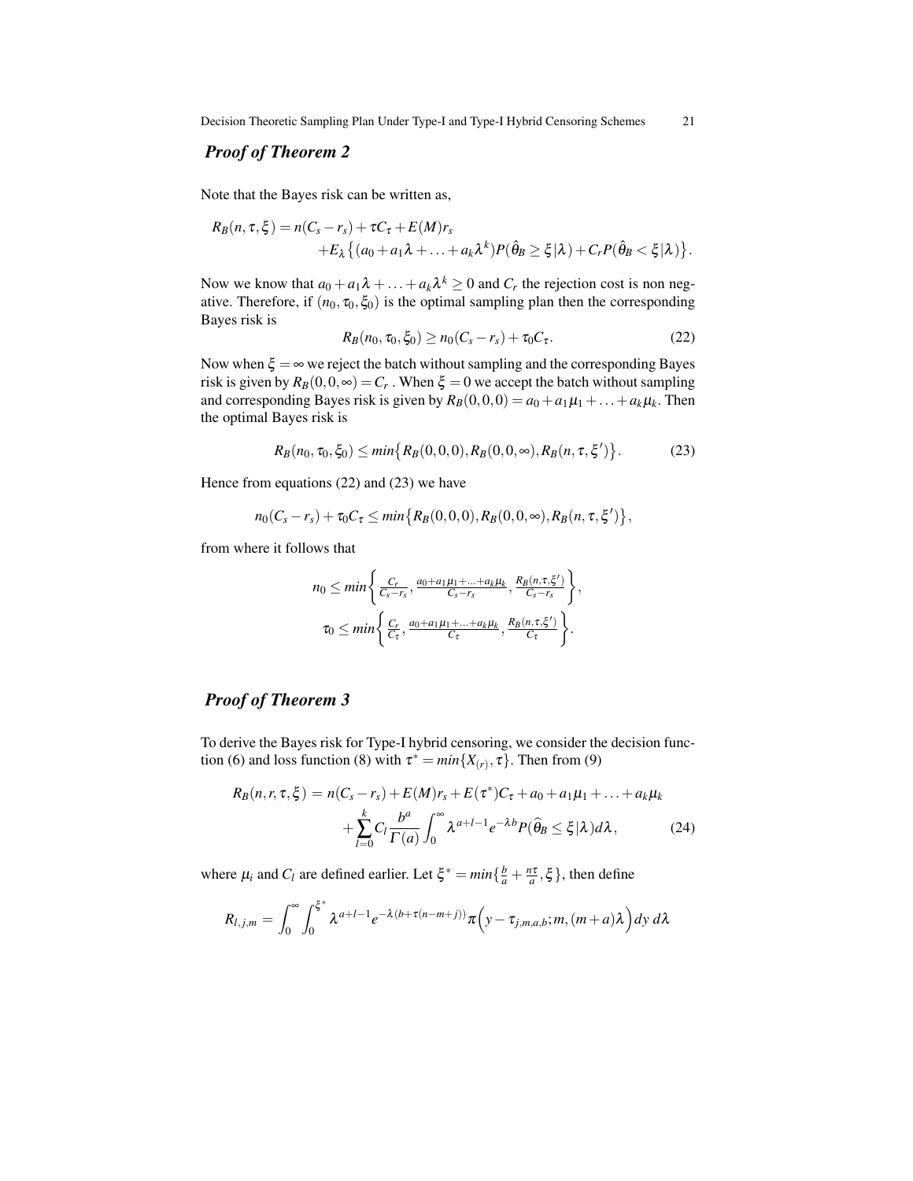### *Proof of Theorem 2*

Note that the Bayes risk can be written as,

$$
\begin{aligned}
R_B(n,\tau,\xi) = n(C_s - r_s) + \tau C_\tau + E(M) r_s \\
+ E_\lambda \big\{ (a_0 + a_1\lambda + \ldots + a_k\lambda^k) P(\hat{\theta}_B \geq \xi|\lambda) + C_r P(\hat{\theta}_B < \xi|\lambda) \big\}.
\end{aligned}
$$

Now we know that $a_0 + a_1\lambda + \ldots + a_k\lambda^k \geq 0$ and $C_r$ the rejection cost is non negative. Therefore, if $(n_0, \tau_0, \xi_0)$ is the optimal sampling plan then the corresponding Bayes risk is

$$
R_B(n_0, \tau_0, \xi_0) \geq n_0(C_s - r_s) + \tau_0 C_\tau. \tag{22}
$$

Now when $\xi = \infty$ we reject the batch without sampling and the corresponding Bayes risk is given by $R_B(0,0,\infty) = C_r$ . When $\xi = 0$ we accept the batch without sampling and corresponding Bayes risk is given by $R_B(0,0,0) = a_0 + a_1\mu_1 + \ldots + a_k\mu_k$. Then the optimal Bayes risk is

$$
R_B(n_0, \tau_0, \xi_0) \leq min\big\{ R_B(0,0,0), R_B(0,0,\infty), R_B(n,\tau,\xi') \big\}. \tag{23}
$$

Hence from equations (22) and (23) we have

$$
n_0(C_s - r_s) + \tau_0 C_\tau \leq min\big\{ R_B(0,0,0), R_B(0,0,\infty), R_B(n,\tau,\xi') \big\},
$$

from where it follows that

$$
n_0 \leq min\left\{ \frac{C_r}{C_s - r_s}, \frac{a_0 + a_1\mu_1 + \ldots + a_k\mu_k}{C_s - r_s}, \frac{R_B(n,\tau,\xi')}{C_s - r_s} \right\},
$$

$$
\tau_0 \leq min\left\{ \frac{C_r}{C_\tau}, \frac{a_0 + a_1\mu_1 + \ldots + a_k\mu_k}{C_\tau}, \frac{R_B(n,\tau,\xi')}{C_\tau} \right\}.
$$

### *Proof of Theorem 3*

To derive the Bayes risk for Type-I hybrid censoring, we consider the decision function (6) and loss function (8) with $\tau^* = min\{X_{(r)}, \tau\}$. Then from (9)

$$
\begin{aligned}
R_B(n,r,\tau,\xi) = n(C_s - r_s) + E(M) r_s + E(\tau^*) C_\tau + a_0 + a_1\mu_1 + \ldots + a_k\mu_k \\
+ \sum_{l=0}^{k} C_l \frac{b^a}{\Gamma(a)} \int_0^\infty \lambda^{a+l-1} e^{-\lambda b} P(\widehat{\theta}_B \leq \xi|\lambda) d\lambda,
\end{aligned} \tag{24}
$$

where $\mu_i$ and $C_l$ are defined earlier. Let $\xi^* = min\{\frac{b}{a} + \frac{n\tau}{a}, \xi\}$, then define

$$
R_{l,j,m} = \int_0^\infty \int_0^{\xi^*} \lambda^{a+l-1} e^{-\lambda(b+\tau(n-m+j))} \pi\Big(y - \tau_{j,m,a,b}; m, (m+a)\lambda\Big) dy\, d\lambda
$$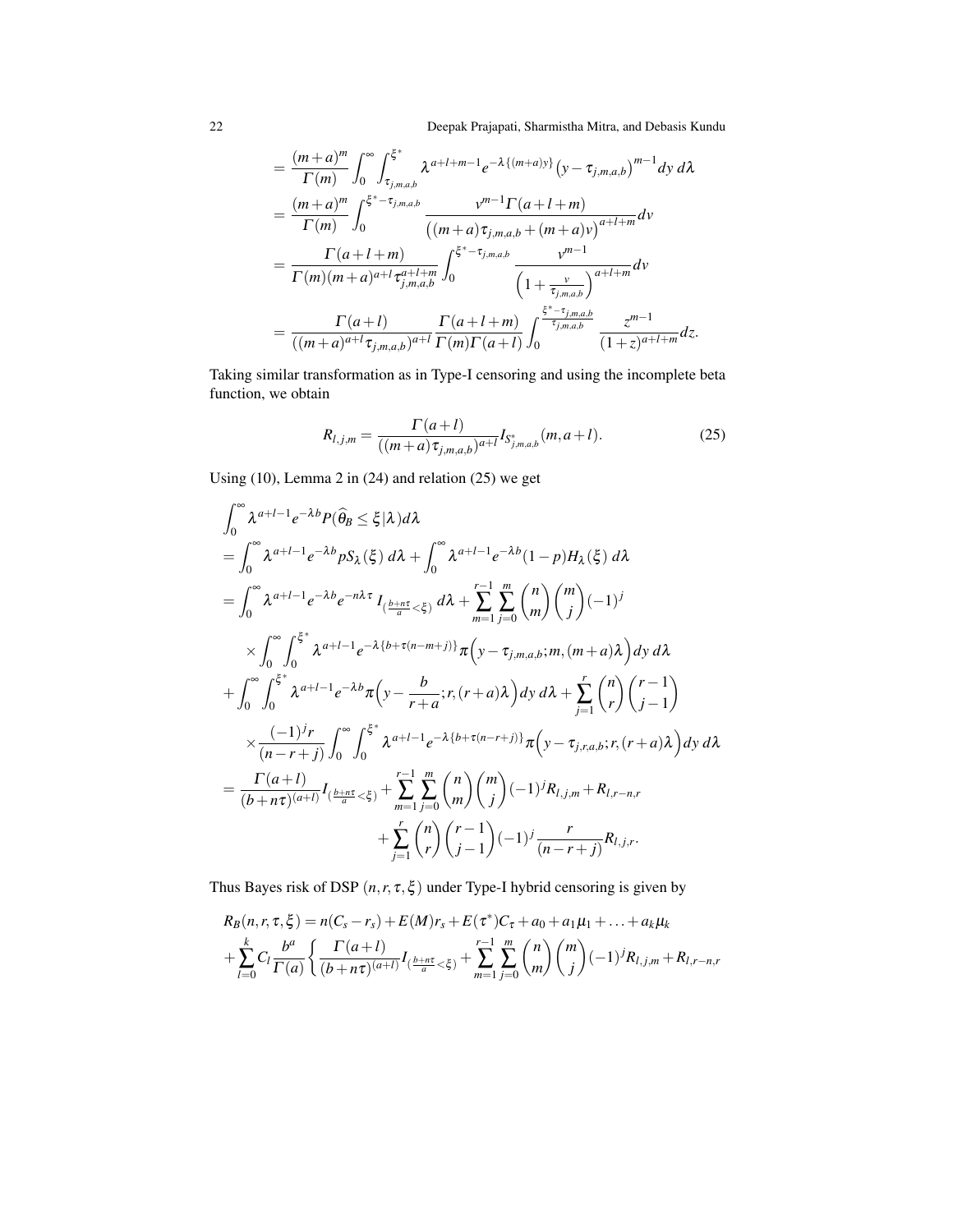$$
\begin{aligned}
&= \frac{(m+a)^m}{\Gamma(m)} \int_0^\infty \int_{\tau_{j,m,a,b}}^{\xi^*} \lambda^{a+l+m-1} e^{-\lambda\{(m+a)y\}} \big(y-\tau_{j,m,a,b}\big)^{m-1} dy\, d\lambda \\
&= \frac{(m+a)^m}{\Gamma(m)} \int_0^{\xi^*-\tau_{j,m,a,b}} \frac{v^{m-1}\Gamma(a+l+m)}{\big((m+a)\tau_{j,m,a,b}+(m+a)v\big)^{a+l+m}} dv \\
&= \frac{\Gamma(a+l+m)}{\Gamma(m)(m+a)^{a+l}\tau_{j,m,a,b}^{a+l+m}} \int_0^{\xi^*-\tau_{j,m,a,b}} \frac{v^{m-1}}{\left(1+\frac{v}{\tau_{j,m,a,b}}\right)^{a+l+m}} dv \\
&= \frac{\Gamma(a+l)}{((m+a)^{a+l}\tau_{j,m,a,b})^{a+l}} \frac{\Gamma(a+l+m)}{\Gamma(m)\Gamma(a+l)} \int_0^{\frac{\xi^*-\tau_{j,m,a,b}}{\tau_{j,m,a,b}}} \frac{z^{m-1}}{(1+z)^{a+l+m}} dz.
\end{aligned}
$$

Taking similar transformation as in Type-I censoring and using the incomplete beta function, we obtain

$$
R_{l,j,m} = \frac{\Gamma(a+l)}{((m+a)\tau_{j,m,a,b})^{a+l}} I_{S^*_{j,m,a,b}}(m, a+l). \tag{25}
$$

Using (10), Lemma 2 in (24) and relation (25) we get

$$
\begin{aligned}
&\int_0^\infty \lambda^{a+l-1} e^{-\lambda b} P(\widehat{\theta}_B \le \xi|\lambda) d\lambda \\
&= \int_0^\infty \lambda^{a+l-1} e^{-\lambda b} p S_\lambda(\xi)\, d\lambda + \int_0^\infty \lambda^{a+l-1} e^{-\lambda b}(1-p) H_\lambda(\xi)\, d\lambda \\
&= \int_0^\infty \lambda^{a+l-1} e^{-\lambda b} e^{-n\lambda\tau} I_{\left(\frac{b+n\tau}{a}<\xi\right)}\, d\lambda + \sum_{m=1}^{r-1}\sum_{j=0}^{m} \binom{n}{m}\binom{m}{j}(-1)^j \\
&\quad \times \int_0^\infty \int_0^{\xi^*} \lambda^{a+l-1} e^{-\lambda\{b+\tau(n-m+j)\}} \pi\Big(y-\tau_{j,m,a,b}; m, (m+a)\lambda\Big) dy\, d\lambda \\
&\quad + \int_0^\infty \int_0^{\xi^*} \lambda^{a+l-1} e^{-\lambda b} \pi\Big(y-\frac{b}{r+a}; r, (r+a)\lambda\Big) dy\, d\lambda + \sum_{j=1}^{r} \binom{n}{r}\binom{r-1}{j-1} \\
&\quad \times \frac{(-1)^j r}{(n-r+j)} \int_0^\infty \int_0^{\xi^*} \lambda^{a+l-1} e^{-\lambda\{b+\tau(n-r+j)\}} \pi\Big(y-\tau_{j,r,a,b}; r, (r+a)\lambda\Big) dy\, d\lambda \\
&= \frac{\Gamma(a+l)}{(b+n\tau)^{(a+l)}} I_{\left(\frac{b+n\tau}{a}<\xi\right)} + \sum_{m=1}^{r-1}\sum_{j=0}^{m} \binom{n}{m}\binom{m}{j}(-1)^j R_{l,j,m} + R_{l,r-n,r} \\
&\qquad + \sum_{j=1}^{r} \binom{n}{r}\binom{r-1}{j-1}(-1)^j \frac{r}{(n-r+j)} R_{l,j,r}.
\end{aligned}
$$

Thus Bayes risk of DSP $(n, r, \tau, \xi)$ under Type-I hybrid censoring is given by

$$
\begin{aligned}
&R_B(n,r,\tau,\xi) = n(C_s - r_s) + E(M) r_s + E(\tau^*) C_\tau + a_0 + a_1\mu_1 + \ldots + a_k\mu_k \\
&+ \sum_{l=0}^{k} C_l \frac{b^a}{\Gamma(a)} \left\{ \frac{\Gamma(a+l)}{(b+n\tau)^{(a+l)}} I_{\left(\frac{b+n\tau}{a}<\xi\right)} + \sum_{m=1}^{r-1}\sum_{j=0}^{m} \binom{n}{m}\binom{m}{j}(-1)^j R_{l,j,m} + R_{l,r-n,r} \right.
\end{aligned}
$$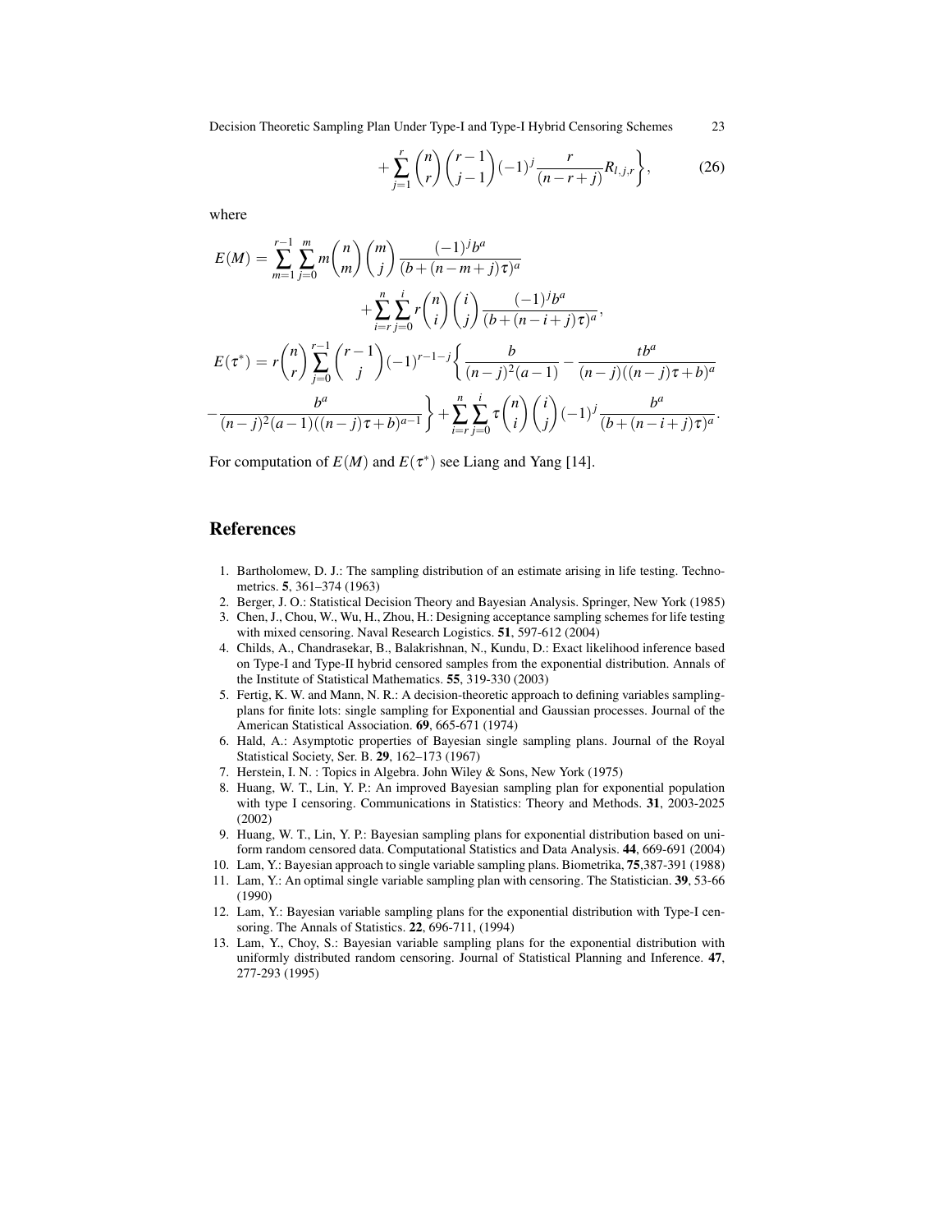$$
+\sum_{j=1}^{r}\binom{n}{r}\binom{r-1}{j-1}(-1)^j\frac{r}{(n-r+j)}R_{l,j,r}\Bigg\}, \tag{26}
$$

where

$$
E(M)=\sum_{m=1}^{r-1}\sum_{j=0}^{m}m\binom{n}{m}\binom{m}{j}\frac{(-1)^j b^a}{(b+(n-m+j)\tau)^a}
$$

$$
+\sum_{i=r}^{n}\sum_{j=0}^{i}r\binom{n}{i}\binom{i}{j}\frac{(-1)^j b^a}{(b+(n-i+j)\tau)^a},
$$

$$
E(\tau^*)=r\binom{n}{r}\sum_{j=0}^{r-1}\binom{r-1}{j}(-1)^{r-1-j}\Bigg\{\frac{b}{(n-j)^2(a-1)}-\frac{tb^a}{(n-j)((n-j)\tau+b)^a}
$$

$$
-\frac{b^a}{(n-j)^2(a-1)((n-j)\tau+b)^{a-1}}\Bigg\}+\sum_{i=r}^{n}\sum_{j=0}^{i}\tau\binom{n}{i}\binom{i}{j}(-1)^j\frac{b^a}{(b+(n-i+j)\tau)^a}.
$$

For computation of $E(M)$ and $E(\tau^*)$ see Liang and Yang [14].

## References

1. Bartholomew, D. J.: The sampling distribution of an estimate arising in life testing. Technometrics. **5**, 361–374 (1963)
2. Berger, J. O.: Statistical Decision Theory and Bayesian Analysis. Springer, New York (1985)
3. Chen, J., Chou, W., Wu, H., Zhou, H.: Designing acceptance sampling schemes for life testing with mixed censoring. Naval Research Logistics. **51**, 597-612 (2004)
4. Childs, A., Chandrasekar, B., Balakrishnan, N., Kundu, D.: Exact likelihood inference based on Type-I and Type-II hybrid censored samples from the exponential distribution. Annals of the Institute of Statistical Mathematics. **55**, 319-330 (2003)
5. Fertig, K. W. and Mann, N. R.: A decision-theoretic approach to defining variables sampling-plans for finite lots: single sampling for Exponential and Gaussian processes. Journal of the American Statistical Association. **69**, 665-671 (1974)
6. Hald, A.: Asymptotic properties of Bayesian single sampling plans. Journal of the Royal Statistical Society, Ser. B. **29**, 162–173 (1967)
7. Herstein, I. N. : Topics in Algebra. John Wiley & Sons, New York (1975)
8. Huang, W. T., Lin, Y. P.: An improved Bayesian sampling plan for exponential population with type I censoring. Communications in Statistics: Theory and Methods. **31**, 2003-2025 (2002)
9. Huang, W. T., Lin, Y. P.: Bayesian sampling plans for exponential distribution based on uniform random censored data. Computational Statistics and Data Analysis. **44**, 669-691 (2004)
10. Lam, Y.: Bayesian approach to single variable sampling plans. Biometrika, **75**,387-391 (1988)
11. Lam, Y.: An optimal single variable sampling plan with censoring. The Statistician. **39**, 53-66 (1990)
12. Lam, Y.: Bayesian variable sampling plans for the exponential distribution with Type-I censoring. The Annals of Statistics. **22**, 696-711, (1994)
13. Lam, Y., Choy, S.: Bayesian variable sampling plans for the exponential distribution with uniformly distributed random censoring. Journal of Statistical Planning and Inference. **47**, 277-293 (1995)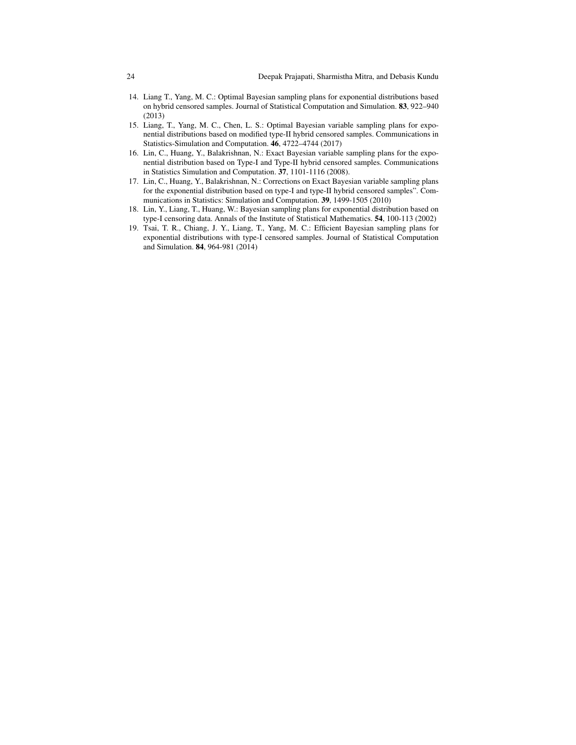14. Liang T., Yang, M. C.: Optimal Bayesian sampling plans for exponential distributions based on hybrid censored samples. Journal of Statistical Computation and Simulation. **83**, 922–940 (2013)
15. Liang, T., Yang, M. C., Chen, L. S.: Optimal Bayesian variable sampling plans for exponential distributions based on modified type-II hybrid censored samples. Communications in Statistics-Simulation and Computation. **46**, 4722–4744 (2017)
16. Lin, C., Huang, Y., Balakrishnan, N.: Exact Bayesian variable sampling plans for the exponential distribution based on Type-I and Type-II hybrid censored samples. Communications in Statistics Simulation and Computation. **37**, 1101-1116 (2008).
17. Lin, C., Huang, Y., Balakrishnan, N.: Corrections on Exact Bayesian variable sampling plans for the exponential distribution based on type-I and type-II hybrid censored samples". Communications in Statistics: Simulation and Computation. **39**, 1499-1505 (2010)
18. Lin, Y., Liang, T., Huang, W.: Bayesian sampling plans for exponential distribution based on type-I censoring data. Annals of the Institute of Statistical Mathematics. **54**, 100-113 (2002)
19. Tsai, T. R., Chiang, J. Y., Liang, T., Yang, M. C.: Efficient Bayesian sampling plans for exponential distributions with type-I censored samples. Journal of Statistical Computation and Simulation. **84**, 964-981 (2014)